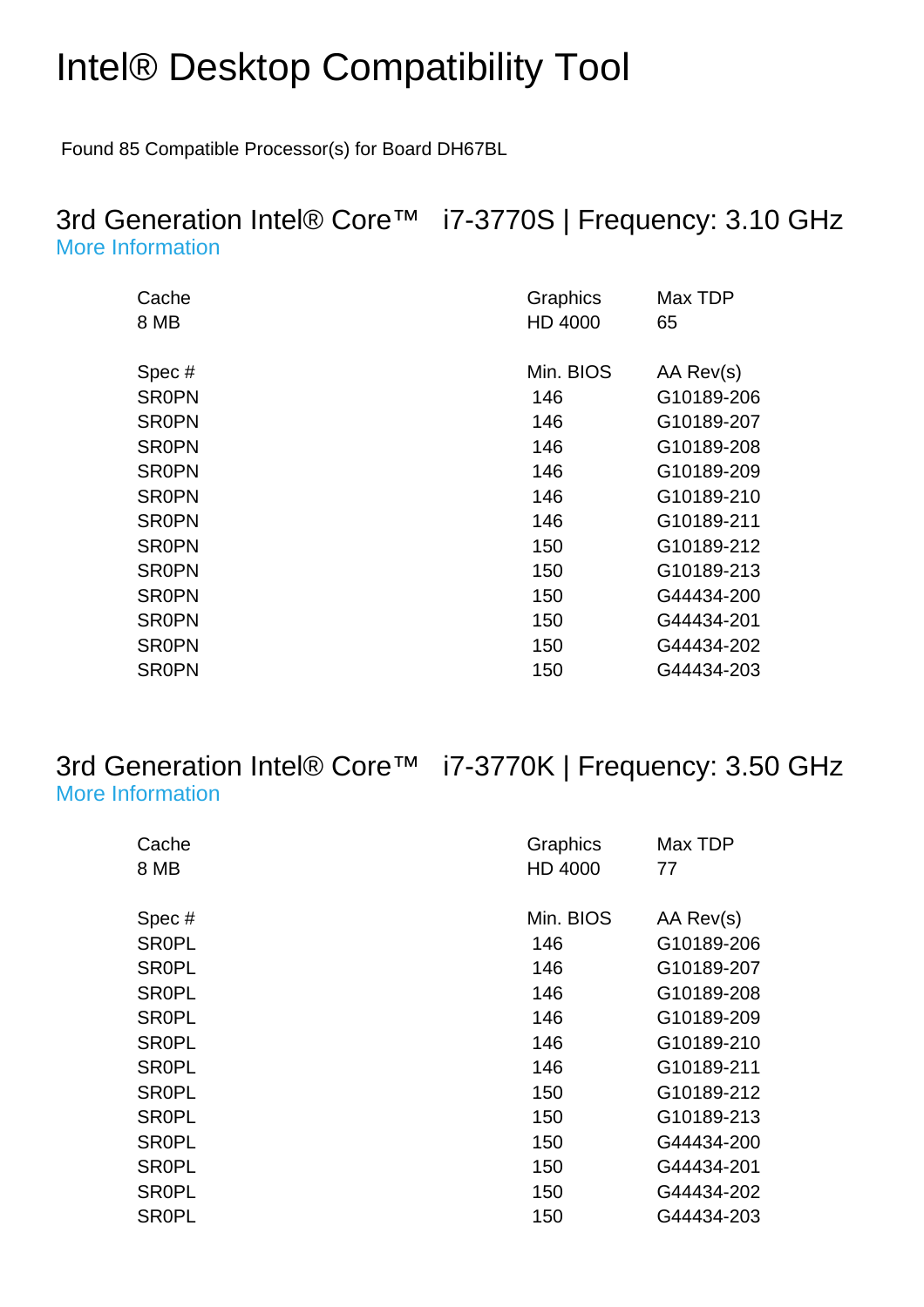# Intel® Desktop Compatibility Tool

Found 85 Compatible Processor(s) for Board DH67BL

## 3rd Generation Intel® Core™ i7-3770S | Frequency: 3.10 GHz

More Information

| Cache | Graphics | Max TDP |
|---|---|---|
| 8 MB | HD 4000 | 65 |

| Spec # | Min. BIOS | AA Rev(s) |
|---|---|---|
| SR0PN | 146 | G10189-206 |
| SR0PN | 146 | G10189-207 |
| SR0PN | 146 | G10189-208 |
| SR0PN | 146 | G10189-209 |
| SR0PN | 146 | G10189-210 |
| SR0PN | 146 | G10189-211 |
| SR0PN | 150 | G10189-212 |
| SR0PN | 150 | G10189-213 |
| SR0PN | 150 | G44434-200 |
| SR0PN | 150 | G44434-201 |
| SR0PN | 150 | G44434-202 |
| SR0PN | 150 | G44434-203 |

## 3rd Generation Intel® Core™ i7-3770K | Frequency: 3.50 GHz

More Information

| Cache | Graphics | Max TDP |
|---|---|---|
| 8 MB | HD 4000 | 77 |

| Spec # | Min. BIOS | AA Rev(s) |
|---|---|---|
| SR0PL | 146 | G10189-206 |
| SR0PL | 146 | G10189-207 |
| SR0PL | 146 | G10189-208 |
| SR0PL | 146 | G10189-209 |
| SR0PL | 146 | G10189-210 |
| SR0PL | 146 | G10189-211 |
| SR0PL | 150 | G10189-212 |
| SR0PL | 150 | G10189-213 |
| SR0PL | 150 | G44434-200 |
| SR0PL | 150 | G44434-201 |
| SR0PL | 150 | G44434-202 |
| SR0PL | 150 | G44434-203 |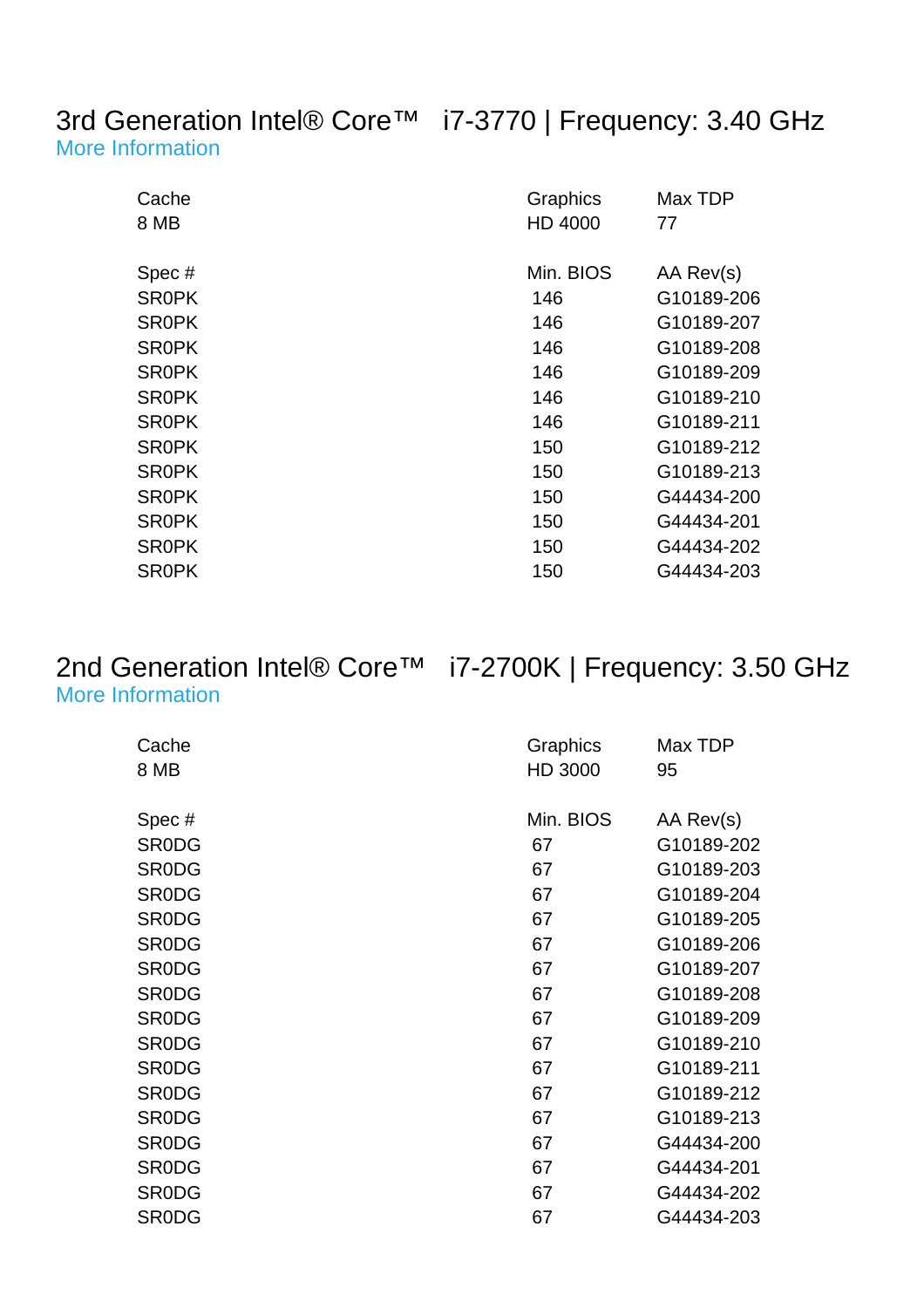## 3rd Generation Intel® Core™ i7-3770 | Frequency: 3.40 GHz

More Information

| Cache | Graphics | Max TDP |
|---|---|---|
| 8 MB | HD 4000 | 77 |

| Spec # | Min. BIOS | AA Rev(s) |
|---|---|---|
| SR0PK | 146 | G10189-206 |
| SR0PK | 146 | G10189-207 |
| SR0PK | 146 | G10189-208 |
| SR0PK | 146 | G10189-209 |
| SR0PK | 146 | G10189-210 |
| SR0PK | 146 | G10189-211 |
| SR0PK | 150 | G10189-212 |
| SR0PK | 150 | G10189-213 |
| SR0PK | 150 | G44434-200 |
| SR0PK | 150 | G44434-201 |
| SR0PK | 150 | G44434-202 |
| SR0PK | 150 | G44434-203 |

## 2nd Generation Intel® Core™ i7-2700K | Frequency: 3.50 GHz

More Information

| Cache | Graphics | Max TDP |
|---|---|---|
| 8 MB | HD 3000 | 95 |

| Spec # | Min. BIOS | AA Rev(s) |
|---|---|---|
| SR0DG | 67 | G10189-202 |
| SR0DG | 67 | G10189-203 |
| SR0DG | 67 | G10189-204 |
| SR0DG | 67 | G10189-205 |
| SR0DG | 67 | G10189-206 |
| SR0DG | 67 | G10189-207 |
| SR0DG | 67 | G10189-208 |
| SR0DG | 67 | G10189-209 |
| SR0DG | 67 | G10189-210 |
| SR0DG | 67 | G10189-211 |
| SR0DG | 67 | G10189-212 |
| SR0DG | 67 | G10189-213 |
| SR0DG | 67 | G44434-200 |
| SR0DG | 67 | G44434-201 |
| SR0DG | 67 | G44434-202 |
| SR0DG | 67 | G44434-203 |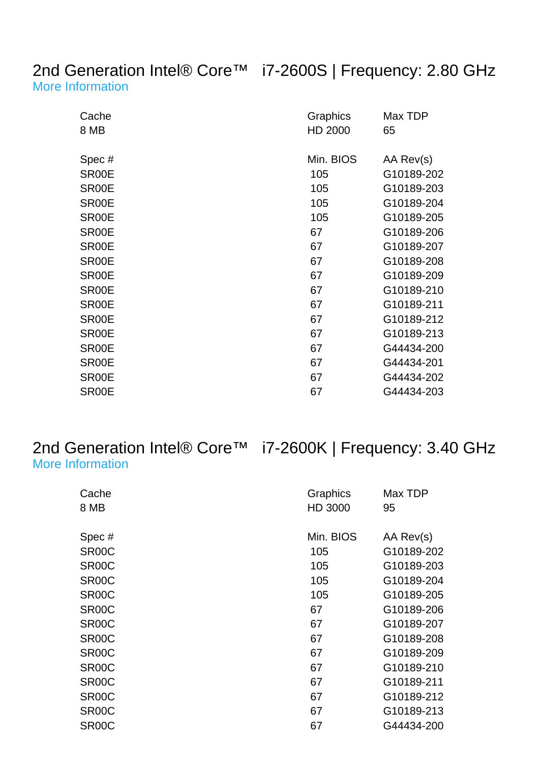## 2nd Generation Intel® Core™ i7-2600S | Frequency: 2.80 GHz

More Information

| Cache | Graphics | Max TDP |
|---|---|---|
| 8 MB | HD 2000 | 65 |

| Spec # | Min. BIOS | AA Rev(s) |
|---|---|---|
| SR00E | 105 | G10189-202 |
| SR00E | 105 | G10189-203 |
| SR00E | 105 | G10189-204 |
| SR00E | 105 | G10189-205 |
| SR00E | 67 | G10189-206 |
| SR00E | 67 | G10189-207 |
| SR00E | 67 | G10189-208 |
| SR00E | 67 | G10189-209 |
| SR00E | 67 | G10189-210 |
| SR00E | 67 | G10189-211 |
| SR00E | 67 | G10189-212 |
| SR00E | 67 | G10189-213 |
| SR00E | 67 | G44434-200 |
| SR00E | 67 | G44434-201 |
| SR00E | 67 | G44434-202 |
| SR00E | 67 | G44434-203 |

## 2nd Generation Intel® Core™ i7-2600K | Frequency: 3.40 GHz

More Information

| Cache | Graphics | Max TDP |
|---|---|---|
| 8 MB | HD 3000 | 95 |

| Spec # | Min. BIOS | AA Rev(s) |
|---|---|---|
| SR00C | 105 | G10189-202 |
| SR00C | 105 | G10189-203 |
| SR00C | 105 | G10189-204 |
| SR00C | 105 | G10189-205 |
| SR00C | 67 | G10189-206 |
| SR00C | 67 | G10189-207 |
| SR00C | 67 | G10189-208 |
| SR00C | 67 | G10189-209 |
| SR00C | 67 | G10189-210 |
| SR00C | 67 | G10189-211 |
| SR00C | 67 | G10189-212 |
| SR00C | 67 | G10189-213 |
| SR00C | 67 | G44434-200 |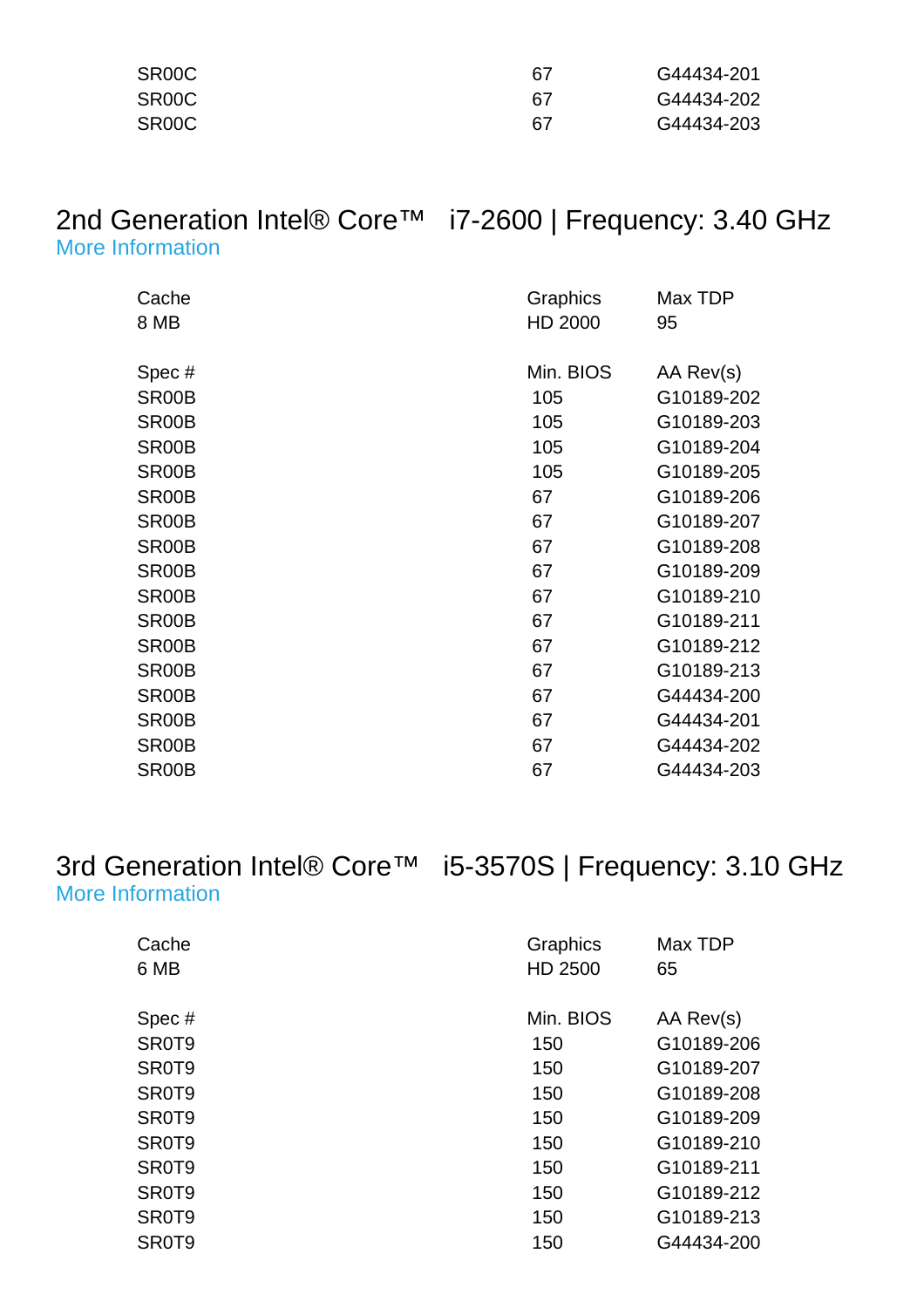| | | |
|---|---|---|
| SR00C | 67 | G44434-201 |
| SR00C | 67 | G44434-202 |
| SR00C | 67 | G44434-203 |

## 2nd Generation Intel® Core™ i7-2600 | Frequency: 3.40 GHz

More Information

| Cache | Graphics | Max TDP |
|---|---|---|
| 8 MB | HD 2000 | 95 |

| Spec # | Min. BIOS | AA Rev(s) |
|---|---|---|
| SR00B | 105 | G10189-202 |
| SR00B | 105 | G10189-203 |
| SR00B | 105 | G10189-204 |
| SR00B | 105 | G10189-205 |
| SR00B | 67 | G10189-206 |
| SR00B | 67 | G10189-207 |
| SR00B | 67 | G10189-208 |
| SR00B | 67 | G10189-209 |
| SR00B | 67 | G10189-210 |
| SR00B | 67 | G10189-211 |
| SR00B | 67 | G10189-212 |
| SR00B | 67 | G10189-213 |
| SR00B | 67 | G44434-200 |
| SR00B | 67 | G44434-201 |
| SR00B | 67 | G44434-202 |
| SR00B | 67 | G44434-203 |

## 3rd Generation Intel® Core™ i5-3570S | Frequency: 3.10 GHz

More Information

| Cache | Graphics | Max TDP |
|---|---|---|
| 6 MB | HD 2500 | 65 |

| Spec # | Min. BIOS | AA Rev(s) |
|---|---|---|
| SR0T9 | 150 | G10189-206 |
| SR0T9 | 150 | G10189-207 |
| SR0T9 | 150 | G10189-208 |
| SR0T9 | 150 | G10189-209 |
| SR0T9 | 150 | G10189-210 |
| SR0T9 | 150 | G10189-211 |
| SR0T9 | 150 | G10189-212 |
| SR0T9 | 150 | G10189-213 |
| SR0T9 | 150 | G44434-200 |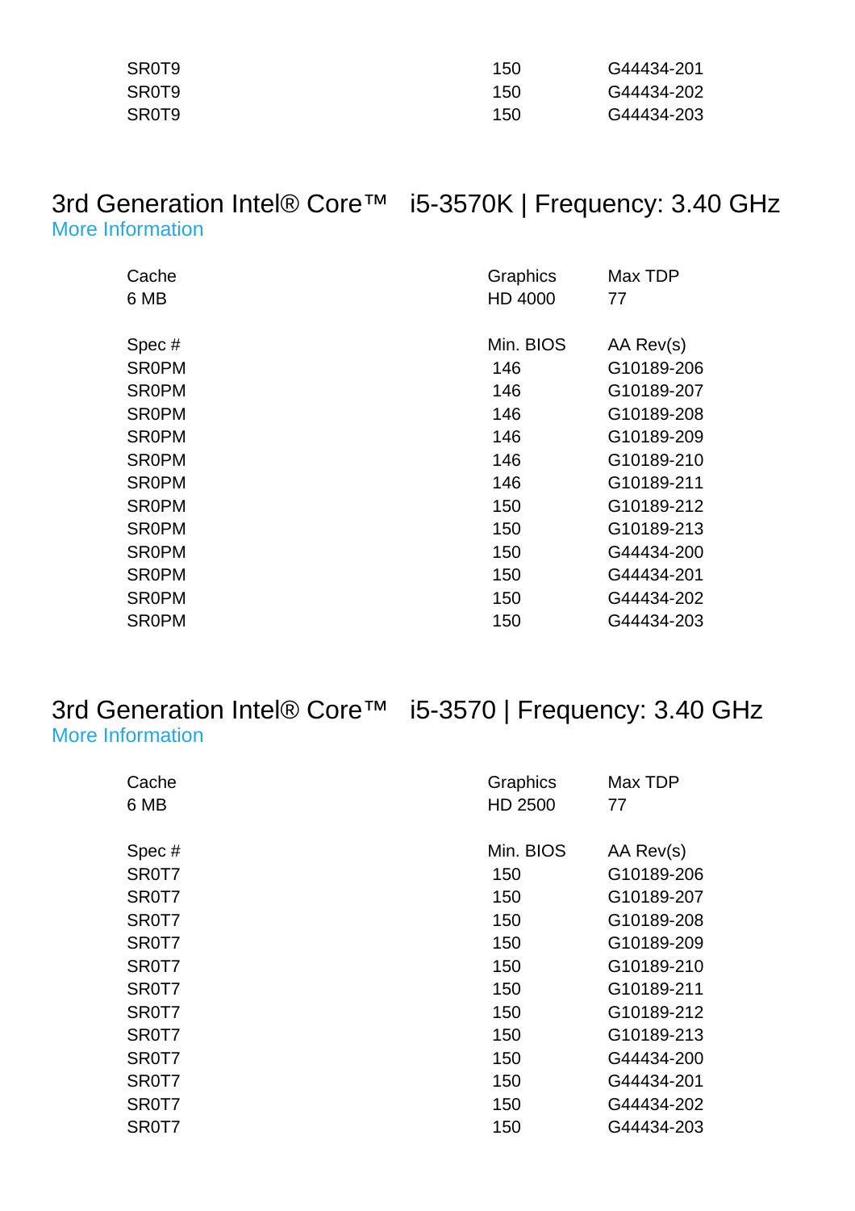| | | |
|---|---|---|
| SR0T9 | 150 | G44434-201 |
| SR0T9 | 150 | G44434-202 |
| SR0T9 | 150 | G44434-203 |

## 3rd Generation Intel® Core™ i5-3570K | Frequency: 3.40 GHz

More Information

| Cache | Graphics | Max TDP |
|---|---|---|
| 6 MB | HD 4000 | 77 |

| Spec # | Min. BIOS | AA Rev(s) |
|---|---|---|
| SR0PM | 146 | G10189-206 |
| SR0PM | 146 | G10189-207 |
| SR0PM | 146 | G10189-208 |
| SR0PM | 146 | G10189-209 |
| SR0PM | 146 | G10189-210 |
| SR0PM | 146 | G10189-211 |
| SR0PM | 150 | G10189-212 |
| SR0PM | 150 | G10189-213 |
| SR0PM | 150 | G44434-200 |
| SR0PM | 150 | G44434-201 |
| SR0PM | 150 | G44434-202 |
| SR0PM | 150 | G44434-203 |

## 3rd Generation Intel® Core™ i5-3570 | Frequency: 3.40 GHz

More Information

| Cache | Graphics | Max TDP |
|---|---|---|
| 6 MB | HD 2500 | 77 |

| Spec # | Min. BIOS | AA Rev(s) |
|---|---|---|
| SR0T7 | 150 | G10189-206 |
| SR0T7 | 150 | G10189-207 |
| SR0T7 | 150 | G10189-208 |
| SR0T7 | 150 | G10189-209 |
| SR0T7 | 150 | G10189-210 |
| SR0T7 | 150 | G10189-211 |
| SR0T7 | 150 | G10189-212 |
| SR0T7 | 150 | G10189-213 |
| SR0T7 | 150 | G44434-200 |
| SR0T7 | 150 | G44434-201 |
| SR0T7 | 150 | G44434-202 |
| SR0T7 | 150 | G44434-203 |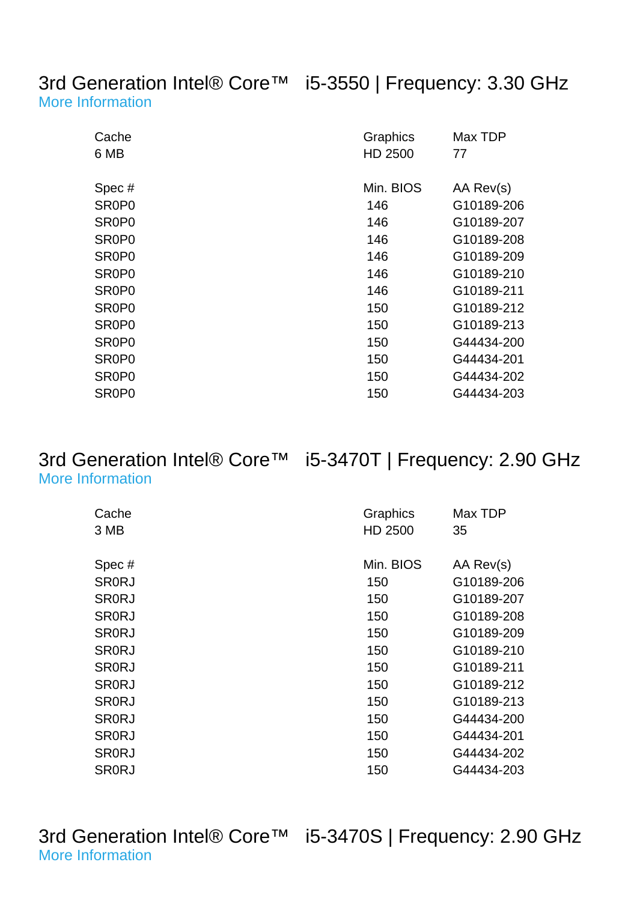## 3rd Generation Intel® Core™ i5-3550 | Frequency: 3.30 GHz

More Information

| Cache | Graphics | Max TDP |
|---|---|---|
| 6 MB | HD 2500 | 77 |

| Spec # | Min. BIOS | AA Rev(s) |
|---|---|---|
| SR0P0 | 146 | G10189-206 |
| SR0P0 | 146 | G10189-207 |
| SR0P0 | 146 | G10189-208 |
| SR0P0 | 146 | G10189-209 |
| SR0P0 | 146 | G10189-210 |
| SR0P0 | 146 | G10189-211 |
| SR0P0 | 150 | G10189-212 |
| SR0P0 | 150 | G10189-213 |
| SR0P0 | 150 | G44434-200 |
| SR0P0 | 150 | G44434-201 |
| SR0P0 | 150 | G44434-202 |
| SR0P0 | 150 | G44434-203 |

## 3rd Generation Intel® Core™ i5-3470T | Frequency: 2.90 GHz

More Information

| Cache | Graphics | Max TDP |
|---|---|---|
| 3 MB | HD 2500 | 35 |

| Spec # | Min. BIOS | AA Rev(s) |
|---|---|---|
| SR0RJ | 150 | G10189-206 |
| SR0RJ | 150 | G10189-207 |
| SR0RJ | 150 | G10189-208 |
| SR0RJ | 150 | G10189-209 |
| SR0RJ | 150 | G10189-210 |
| SR0RJ | 150 | G10189-211 |
| SR0RJ | 150 | G10189-212 |
| SR0RJ | 150 | G10189-213 |
| SR0RJ | 150 | G44434-200 |
| SR0RJ | 150 | G44434-201 |
| SR0RJ | 150 | G44434-202 |
| SR0RJ | 150 | G44434-203 |

## 3rd Generation Intel® Core™ i5-3470S | Frequency: 2.90 GHz

More Information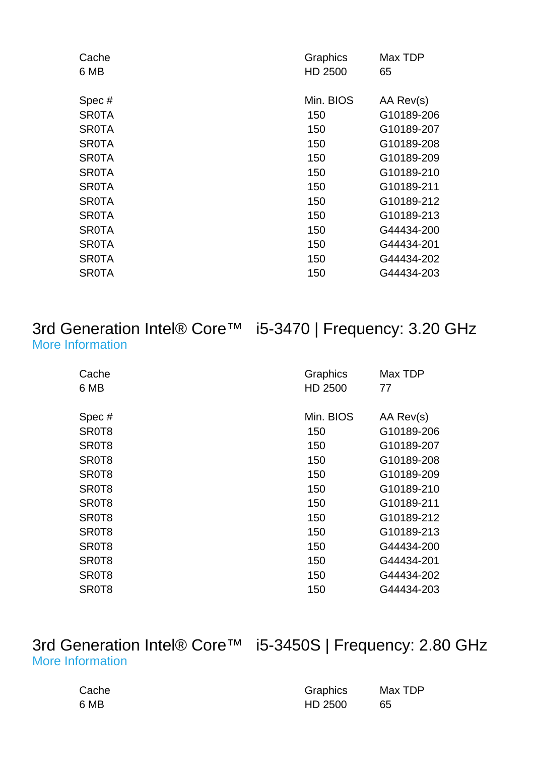| Cache | Graphics | Max TDP |
|---|---|---|
| 6 MB | HD 2500 | 65 |

| Spec # | Min. BIOS | AA Rev(s) |
|---|---|---|
| SR0TA | 150 | G10189-206 |
| SR0TA | 150 | G10189-207 |
| SR0TA | 150 | G10189-208 |
| SR0TA | 150 | G10189-209 |
| SR0TA | 150 | G10189-210 |
| SR0TA | 150 | G10189-211 |
| SR0TA | 150 | G10189-212 |
| SR0TA | 150 | G10189-213 |
| SR0TA | 150 | G44434-200 |
| SR0TA | 150 | G44434-201 |
| SR0TA | 150 | G44434-202 |
| SR0TA | 150 | G44434-203 |

## 3rd Generation Intel® Core™ i5-3470 | Frequency: 3.20 GHz

More Information

| Cache | Graphics | Max TDP |
|---|---|---|
| 6 MB | HD 2500 | 77 |

| Spec # | Min. BIOS | AA Rev(s) |
|---|---|---|
| SR0T8 | 150 | G10189-206 |
| SR0T8 | 150 | G10189-207 |
| SR0T8 | 150 | G10189-208 |
| SR0T8 | 150 | G10189-209 |
| SR0T8 | 150 | G10189-210 |
| SR0T8 | 150 | G10189-211 |
| SR0T8 | 150 | G10189-212 |
| SR0T8 | 150 | G10189-213 |
| SR0T8 | 150 | G44434-200 |
| SR0T8 | 150 | G44434-201 |
| SR0T8 | 150 | G44434-202 |
| SR0T8 | 150 | G44434-203 |

## 3rd Generation Intel® Core™ i5-3450S | Frequency: 2.80 GHz

More Information

| Cache | Graphics | Max TDP |
|---|---|---|
| 6 MB | HD 2500 | 65 |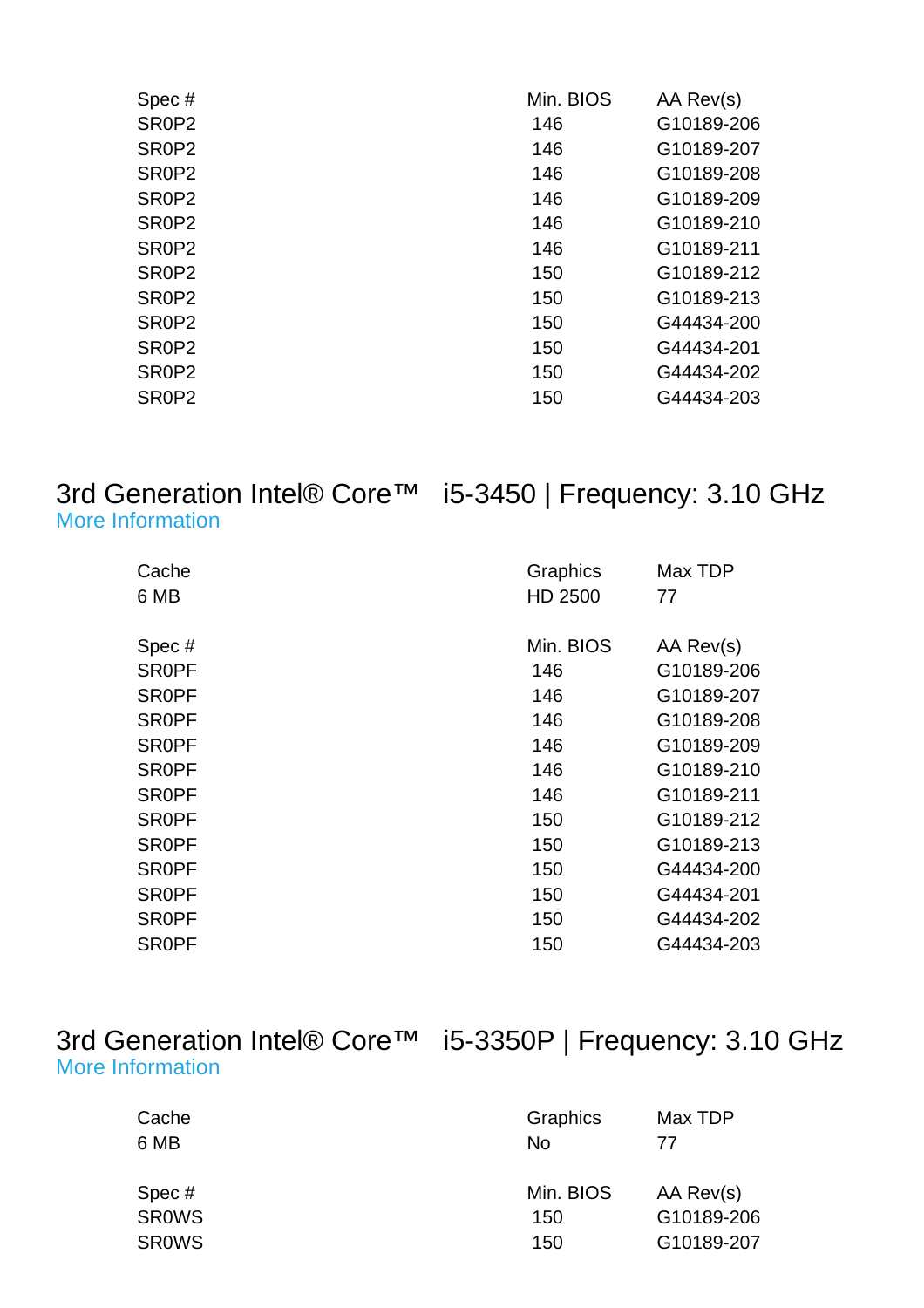| Spec # | Min. BIOS | AA Rev(s) |
|---|---|---|
| SR0P2 | 146 | G10189-206 |
| SR0P2 | 146 | G10189-207 |
| SR0P2 | 146 | G10189-208 |
| SR0P2 | 146 | G10189-209 |
| SR0P2 | 146 | G10189-210 |
| SR0P2 | 146 | G10189-211 |
| SR0P2 | 150 | G10189-212 |
| SR0P2 | 150 | G10189-213 |
| SR0P2 | 150 | G44434-200 |
| SR0P2 | 150 | G44434-201 |
| SR0P2 | 150 | G44434-202 |
| SR0P2 | 150 | G44434-203 |

## 3rd Generation Intel® Core™ i5-3450 | Frequency: 3.10 GHz

More Information

| Cache | Graphics | Max TDP |
|---|---|---|
| 6 MB | HD 2500 | 77 |

| Spec # | Min. BIOS | AA Rev(s) |
|---|---|---|
| SR0PF | 146 | G10189-206 |
| SR0PF | 146 | G10189-207 |
| SR0PF | 146 | G10189-208 |
| SR0PF | 146 | G10189-209 |
| SR0PF | 146 | G10189-210 |
| SR0PF | 146 | G10189-211 |
| SR0PF | 150 | G10189-212 |
| SR0PF | 150 | G10189-213 |
| SR0PF | 150 | G44434-200 |
| SR0PF | 150 | G44434-201 |
| SR0PF | 150 | G44434-202 |
| SR0PF | 150 | G44434-203 |

## 3rd Generation Intel® Core™ i5-3350P | Frequency: 3.10 GHz

More Information

| Cache | Graphics | Max TDP |
|---|---|---|
| 6 MB | No | 77 |

| Spec # | Min. BIOS | AA Rev(s) |
|---|---|---|
| SR0WS | 150 | G10189-206 |
| SR0WS | 150 | G10189-207 |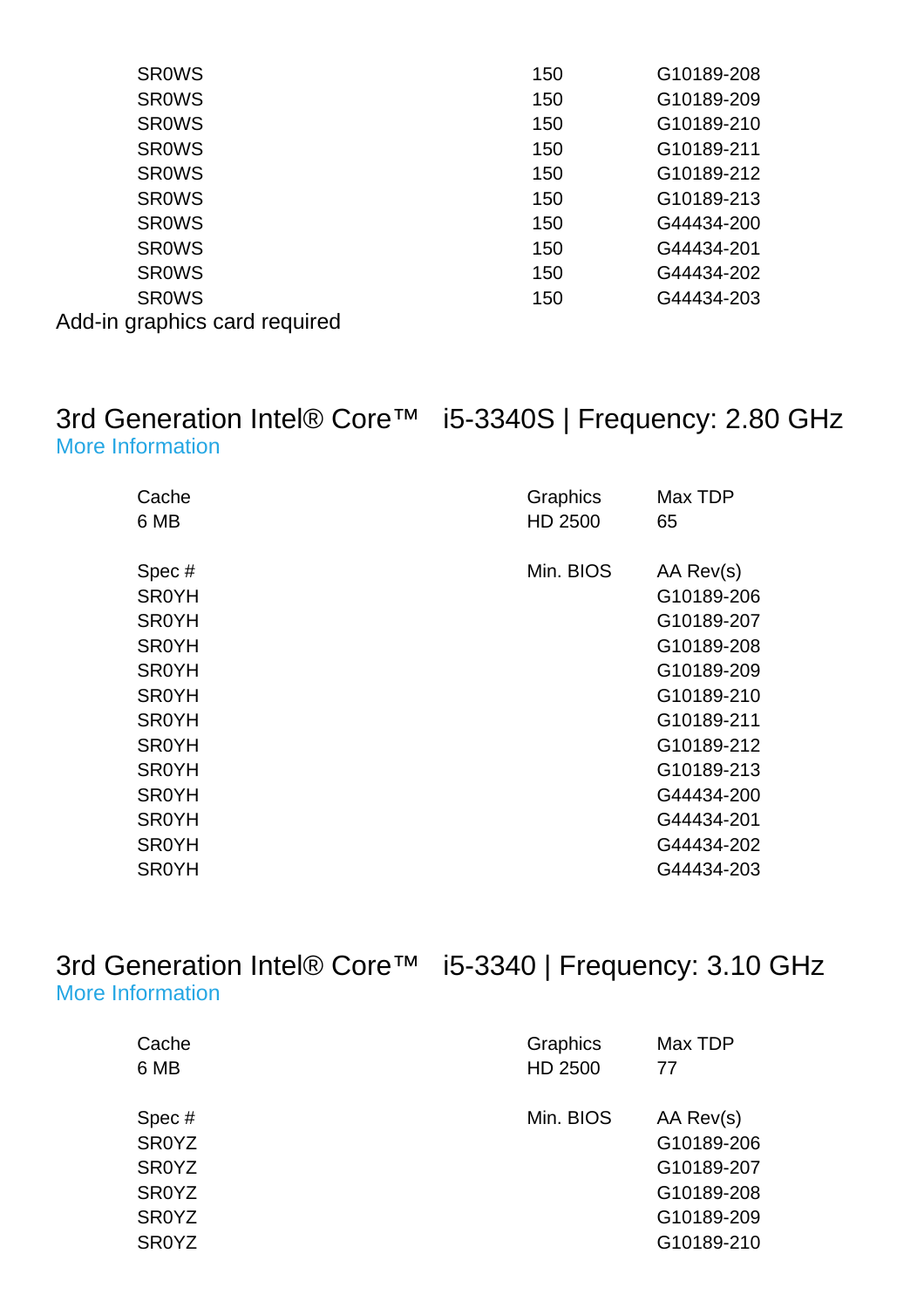| | | |
|---|---|---|
| SR0WS | 150 | G10189-208 |
| SR0WS | 150 | G10189-209 |
| SR0WS | 150 | G10189-210 |
| SR0WS | 150 | G10189-211 |
| SR0WS | 150 | G10189-212 |
| SR0WS | 150 | G10189-213 |
| SR0WS | 150 | G44434-200 |
| SR0WS | 150 | G44434-201 |
| SR0WS | 150 | G44434-202 |
| SR0WS | 150 | G44434-203 |

Add-in graphics card required

## 3rd Generation Intel® Core™ i5-3340S | Frequency: 2.80 GHz

More Information

| Cache | Graphics | Max TDP |
|---|---|---|
| 6 MB | HD 2500 | 65 |

| Spec # | Min. BIOS | AA Rev(s) |
|---|---|---|
| SR0YH | | G10189-206 |
| SR0YH | | G10189-207 |
| SR0YH | | G10189-208 |
| SR0YH | | G10189-209 |
| SR0YH | | G10189-210 |
| SR0YH | | G10189-211 |
| SR0YH | | G10189-212 |
| SR0YH | | G10189-213 |
| SR0YH | | G44434-200 |
| SR0YH | | G44434-201 |
| SR0YH | | G44434-202 |
| SR0YH | | G44434-203 |

## 3rd Generation Intel® Core™ i5-3340 | Frequency: 3.10 GHz

More Information

| Cache | Graphics | Max TDP |
|---|---|---|
| 6 MB | HD 2500 | 77 |

| Spec # | Min. BIOS | AA Rev(s) |
|---|---|---|
| SR0YZ | | G10189-206 |
| SR0YZ | | G10189-207 |
| SR0YZ | | G10189-208 |
| SR0YZ | | G10189-209 |
| SR0YZ | | G10189-210 |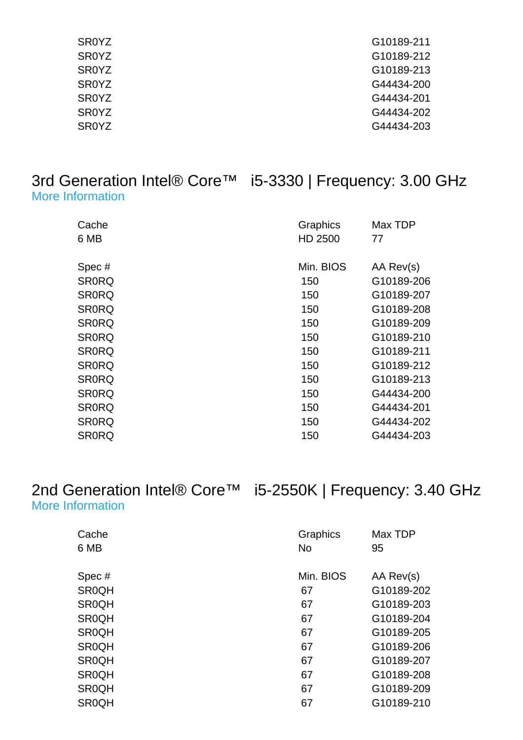| | |
|---|---|
| SR0YZ | G10189-211 |
| SR0YZ | G10189-212 |
| SR0YZ | G10189-213 |
| SR0YZ | G44434-200 |
| SR0YZ | G44434-201 |
| SR0YZ | G44434-202 |
| SR0YZ | G44434-203 |

## 3rd Generation Intel® Core™ i5-3330 | Frequency: 3.00 GHz

More Information

| Cache | Graphics | Max TDP |
|---|---|---|
| 6 MB | HD 2500 | 77 |

| Spec # | Min. BIOS | AA Rev(s) |
|---|---|---|
| SR0RQ | 150 | G10189-206 |
| SR0RQ | 150 | G10189-207 |
| SR0RQ | 150 | G10189-208 |
| SR0RQ | 150 | G10189-209 |
| SR0RQ | 150 | G10189-210 |
| SR0RQ | 150 | G10189-211 |
| SR0RQ | 150 | G10189-212 |
| SR0RQ | 150 | G10189-213 |
| SR0RQ | 150 | G44434-200 |
| SR0RQ | 150 | G44434-201 |
| SR0RQ | 150 | G44434-202 |
| SR0RQ | 150 | G44434-203 |

## 2nd Generation Intel® Core™ i5-2550K | Frequency: 3.40 GHz

More Information

| Cache | Graphics | Max TDP |
|---|---|---|
| 6 MB | No | 95 |

| Spec # | Min. BIOS | AA Rev(s) |
|---|---|---|
| SR0QH | 67 | G10189-202 |
| SR0QH | 67 | G10189-203 |
| SR0QH | 67 | G10189-204 |
| SR0QH | 67 | G10189-205 |
| SR0QH | 67 | G10189-206 |
| SR0QH | 67 | G10189-207 |
| SR0QH | 67 | G10189-208 |
| SR0QH | 67 | G10189-209 |
| SR0QH | 67 | G10189-210 |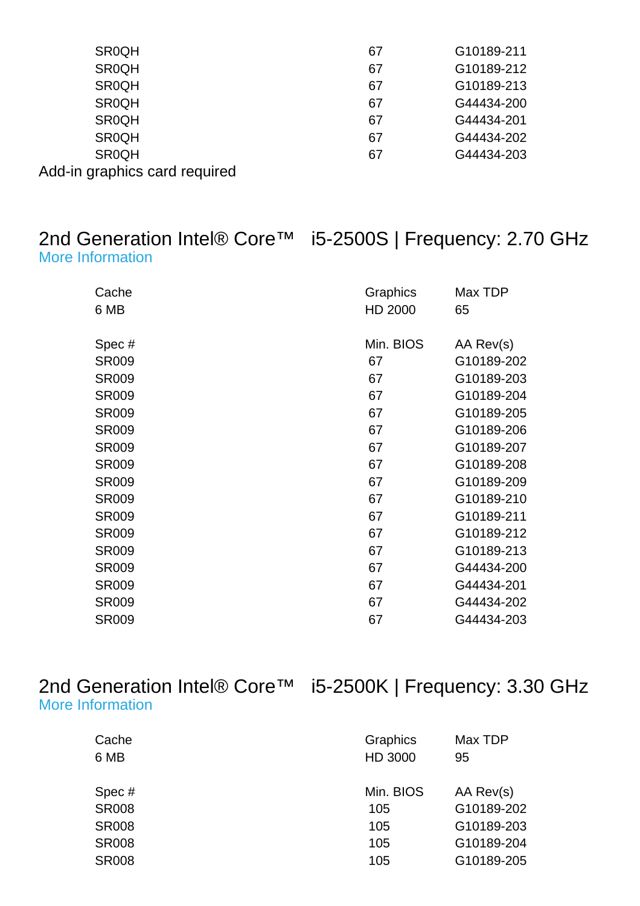| | | |
|---|---|---|
| SR0QH | 67 | G10189-211 |
| SR0QH | 67 | G10189-212 |
| SR0QH | 67 | G10189-213 |
| SR0QH | 67 | G44434-200 |
| SR0QH | 67 | G44434-201 |
| SR0QH | 67 | G44434-202 |
| SR0QH | 67 | G44434-203 |

Add-in graphics card required

## 2nd Generation Intel® Core™ i5-2500S | Frequency: 2.70 GHz

More Information

| Cache | Graphics | Max TDP |
|---|---|---|
| 6 MB | HD 2000 | 65 |

| Spec # | Min. BIOS | AA Rev(s) |
|---|---|---|
| SR009 | 67 | G10189-202 |
| SR009 | 67 | G10189-203 |
| SR009 | 67 | G10189-204 |
| SR009 | 67 | G10189-205 |
| SR009 | 67 | G10189-206 |
| SR009 | 67 | G10189-207 |
| SR009 | 67 | G10189-208 |
| SR009 | 67 | G10189-209 |
| SR009 | 67 | G10189-210 |
| SR009 | 67 | G10189-211 |
| SR009 | 67 | G10189-212 |
| SR009 | 67 | G10189-213 |
| SR009 | 67 | G44434-200 |
| SR009 | 67 | G44434-201 |
| SR009 | 67 | G44434-202 |
| SR009 | 67 | G44434-203 |

## 2nd Generation Intel® Core™ i5-2500K | Frequency: 3.30 GHz

More Information

| Cache | Graphics | Max TDP |
|---|---|---|
| 6 MB | HD 3000 | 95 |

| Spec # | Min. BIOS | AA Rev(s) |
|---|---|---|
| SR008 | 105 | G10189-202 |
| SR008 | 105 | G10189-203 |
| SR008 | 105 | G10189-204 |
| SR008 | 105 | G10189-205 |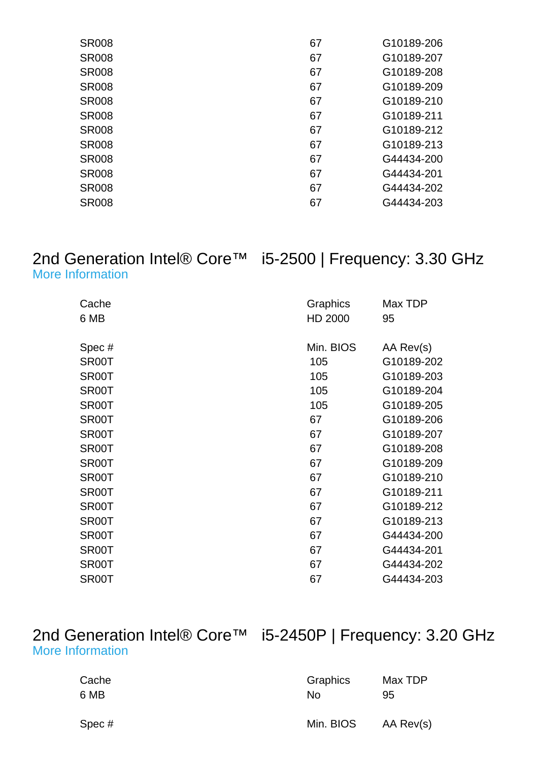| | | |
|---|---|---|
| SR008 | 67 | G10189-206 |
| SR008 | 67 | G10189-207 |
| SR008 | 67 | G10189-208 |
| SR008 | 67 | G10189-209 |
| SR008 | 67 | G10189-210 |
| SR008 | 67 | G10189-211 |
| SR008 | 67 | G10189-212 |
| SR008 | 67 | G10189-213 |
| SR008 | 67 | G44434-200 |
| SR008 | 67 | G44434-201 |
| SR008 | 67 | G44434-202 |
| SR008 | 67 | G44434-203 |

## 2nd Generation Intel® Core™ i5-2500 | Frequency: 3.30 GHz

More Information

| Cache | Graphics | Max TDP |
|---|---|---|
| 6 MB | HD 2000 | 95 |

| Spec # | Min. BIOS | AA Rev(s) |
|---|---|---|
| SR00T | 105 | G10189-202 |
| SR00T | 105 | G10189-203 |
| SR00T | 105 | G10189-204 |
| SR00T | 105 | G10189-205 |
| SR00T | 67 | G10189-206 |
| SR00T | 67 | G10189-207 |
| SR00T | 67 | G10189-208 |
| SR00T | 67 | G10189-209 |
| SR00T | 67 | G10189-210 |
| SR00T | 67 | G10189-211 |
| SR00T | 67 | G10189-212 |
| SR00T | 67 | G10189-213 |
| SR00T | 67 | G44434-200 |
| SR00T | 67 | G44434-201 |
| SR00T | 67 | G44434-202 |
| SR00T | 67 | G44434-203 |

## 2nd Generation Intel® Core™ i5-2450P | Frequency: 3.20 GHz

More Information

| Cache | Graphics | Max TDP |
|---|---|---|
| 6 MB | No | 95 |

| Spec # | Min. BIOS | AA Rev(s) |
|---|---|---|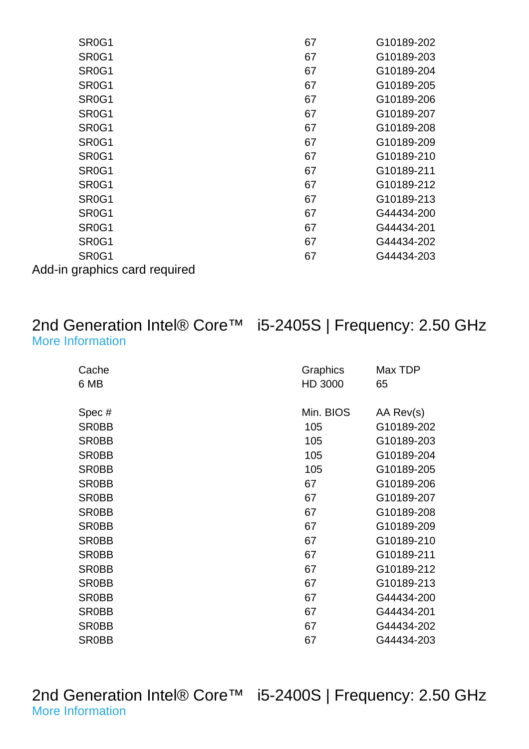| | | |
|---|---|---|
| SR0G1 | 67 | G10189-202 |
| SR0G1 | 67 | G10189-203 |
| SR0G1 | 67 | G10189-204 |
| SR0G1 | 67 | G10189-205 |
| SR0G1 | 67 | G10189-206 |
| SR0G1 | 67 | G10189-207 |
| SR0G1 | 67 | G10189-208 |
| SR0G1 | 67 | G10189-209 |
| SR0G1 | 67 | G10189-210 |
| SR0G1 | 67 | G10189-211 |
| SR0G1 | 67 | G10189-212 |
| SR0G1 | 67 | G10189-213 |
| SR0G1 | 67 | G44434-200 |
| SR0G1 | 67 | G44434-201 |
| SR0G1 | 67 | G44434-202 |
| SR0G1 | 67 | G44434-203 |

Add-in graphics card required

## 2nd Generation Intel® Core™ i5-2405S | Frequency: 2.50 GHz

More Information

| Cache | Graphics | Max TDP |
|---|---|---|
| 6 MB | HD 3000 | 65 |

| Spec # | Min. BIOS | AA Rev(s) |
|---|---|---|
| SR0BB | 105 | G10189-202 |
| SR0BB | 105 | G10189-203 |
| SR0BB | 105 | G10189-204 |
| SR0BB | 105 | G10189-205 |
| SR0BB | 67 | G10189-206 |
| SR0BB | 67 | G10189-207 |
| SR0BB | 67 | G10189-208 |
| SR0BB | 67 | G10189-209 |
| SR0BB | 67 | G10189-210 |
| SR0BB | 67 | G10189-211 |
| SR0BB | 67 | G10189-212 |
| SR0BB | 67 | G10189-213 |
| SR0BB | 67 | G44434-200 |
| SR0BB | 67 | G44434-201 |
| SR0BB | 67 | G44434-202 |
| SR0BB | 67 | G44434-203 |

## 2nd Generation Intel® Core™ i5-2400S | Frequency: 2.50 GHz

More Information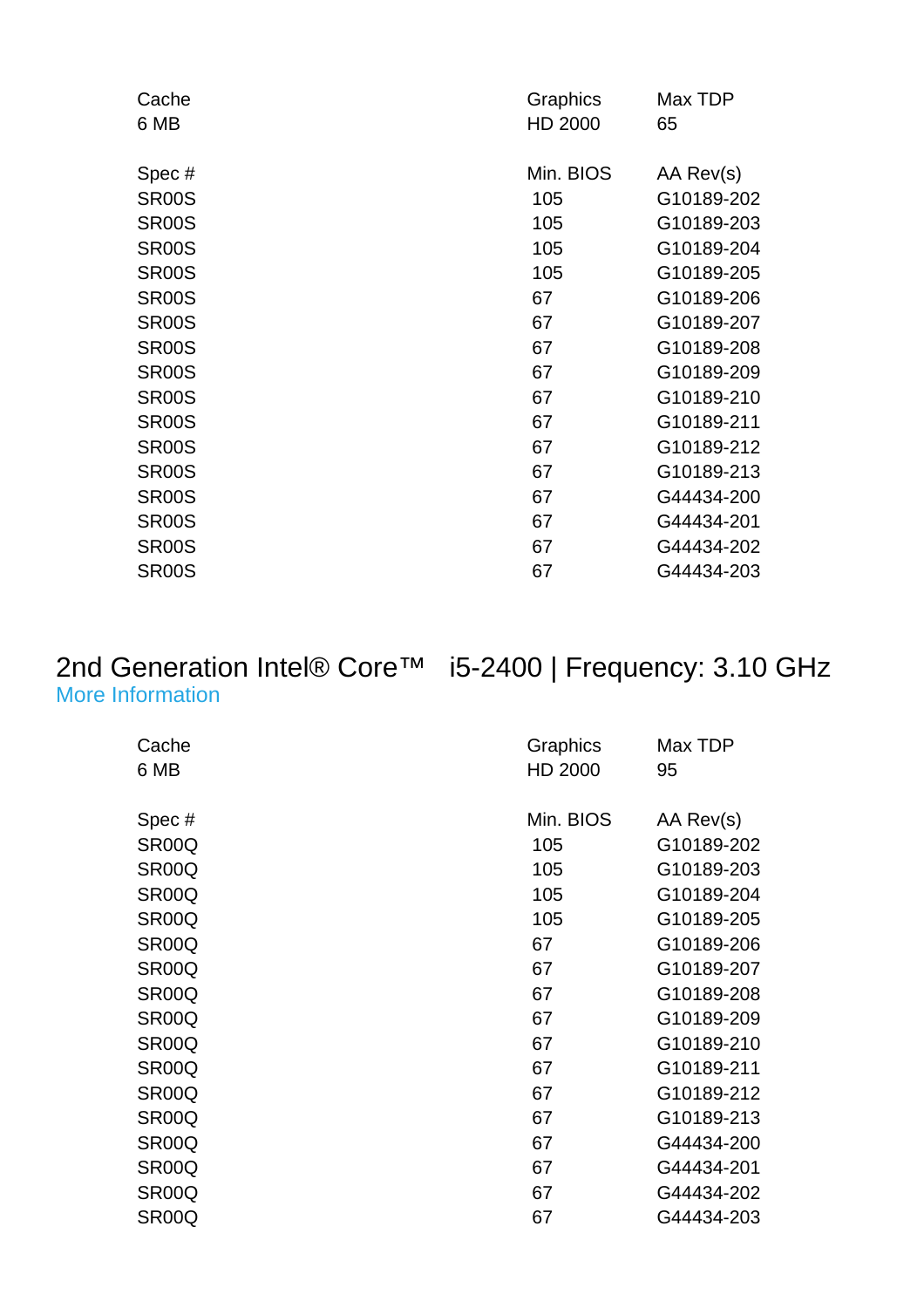| Cache | Graphics | Max TDP |
|---|---|---|
| 6 MB | HD 2000 | 65 |

| Spec # | Min. BIOS | AA Rev(s) |
|---|---|---|
| SR00S | 105 | G10189-202 |
| SR00S | 105 | G10189-203 |
| SR00S | 105 | G10189-204 |
| SR00S | 105 | G10189-205 |
| SR00S | 67 | G10189-206 |
| SR00S | 67 | G10189-207 |
| SR00S | 67 | G10189-208 |
| SR00S | 67 | G10189-209 |
| SR00S | 67 | G10189-210 |
| SR00S | 67 | G10189-211 |
| SR00S | 67 | G10189-212 |
| SR00S | 67 | G10189-213 |
| SR00S | 67 | G44434-200 |
| SR00S | 67 | G44434-201 |
| SR00S | 67 | G44434-202 |
| SR00S | 67 | G44434-203 |

## 2nd Generation Intel® Core™ i5-2400 | Frequency: 3.10 GHz

More Information

| Cache | Graphics | Max TDP |
|---|---|---|
| 6 MB | HD 2000 | 95 |

| Spec # | Min. BIOS | AA Rev(s) |
|---|---|---|
| SR00Q | 105 | G10189-202 |
| SR00Q | 105 | G10189-203 |
| SR00Q | 105 | G10189-204 |
| SR00Q | 105 | G10189-205 |
| SR00Q | 67 | G10189-206 |
| SR00Q | 67 | G10189-207 |
| SR00Q | 67 | G10189-208 |
| SR00Q | 67 | G10189-209 |
| SR00Q | 67 | G10189-210 |
| SR00Q | 67 | G10189-211 |
| SR00Q | 67 | G10189-212 |
| SR00Q | 67 | G10189-213 |
| SR00Q | 67 | G44434-200 |
| SR00Q | 67 | G44434-201 |
| SR00Q | 67 | G44434-202 |
| SR00Q | 67 | G44434-203 |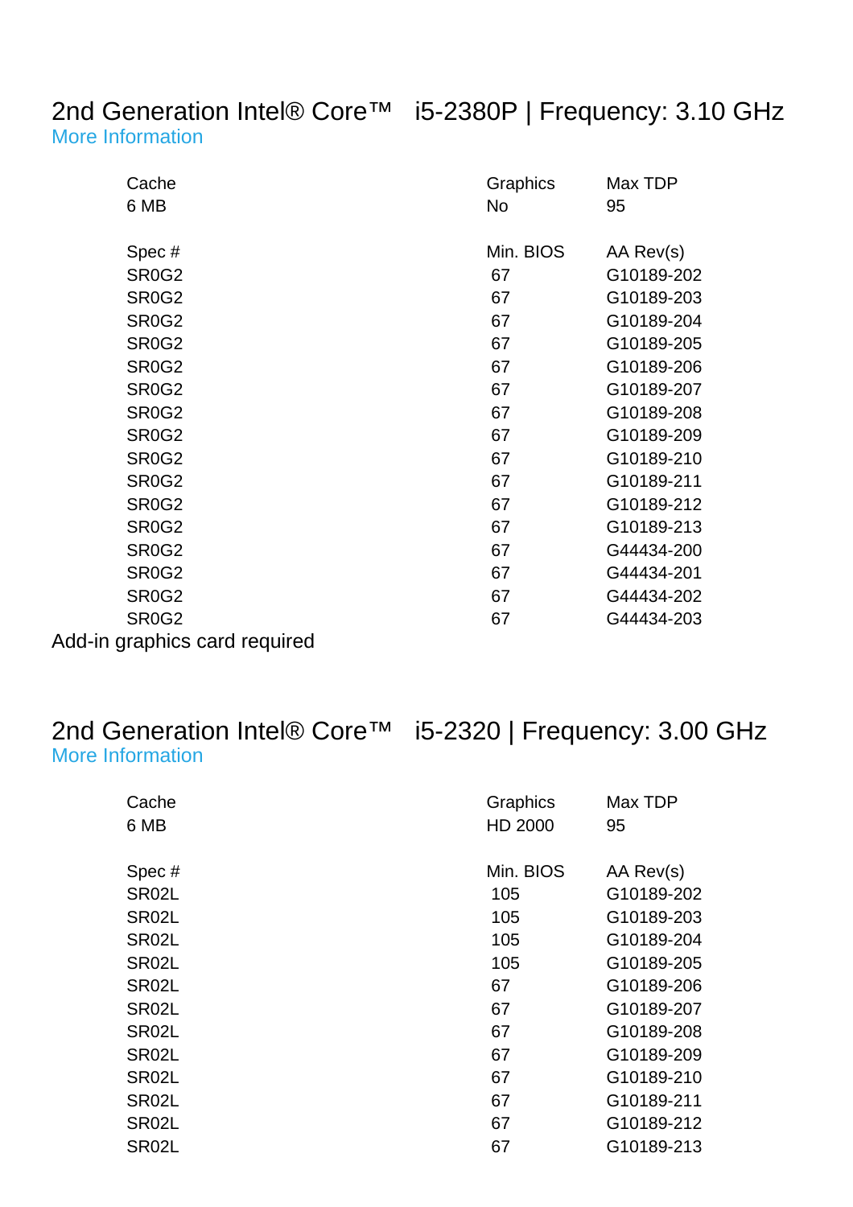## 2nd Generation Intel® Core™ i5-2380P | Frequency: 3.10 GHz

More Information

| Cache | Graphics | Max TDP |
|---|---|---|
| 6 MB | No | 95 |

| Spec # | Min. BIOS | AA Rev(s) |
|---|---|---|
| SR0G2 | 67 | G10189-202 |
| SR0G2 | 67 | G10189-203 |
| SR0G2 | 67 | G10189-204 |
| SR0G2 | 67 | G10189-205 |
| SR0G2 | 67 | G10189-206 |
| SR0G2 | 67 | G10189-207 |
| SR0G2 | 67 | G10189-208 |
| SR0G2 | 67 | G10189-209 |
| SR0G2 | 67 | G10189-210 |
| SR0G2 | 67 | G10189-211 |
| SR0G2 | 67 | G10189-212 |
| SR0G2 | 67 | G10189-213 |
| SR0G2 | 67 | G44434-200 |
| SR0G2 | 67 | G44434-201 |
| SR0G2 | 67 | G44434-202 |
| SR0G2 | 67 | G44434-203 |

Add-in graphics card required

## 2nd Generation Intel® Core™ i5-2320 | Frequency: 3.00 GHz

More Information

| Cache | Graphics | Max TDP |
|---|---|---|
| 6 MB | HD 2000 | 95 |

| Spec # | Min. BIOS | AA Rev(s) |
|---|---|---|
| SR02L | 105 | G10189-202 |
| SR02L | 105 | G10189-203 |
| SR02L | 105 | G10189-204 |
| SR02L | 105 | G10189-205 |
| SR02L | 67 | G10189-206 |
| SR02L | 67 | G10189-207 |
| SR02L | 67 | G10189-208 |
| SR02L | 67 | G10189-209 |
| SR02L | 67 | G10189-210 |
| SR02L | 67 | G10189-211 |
| SR02L | 67 | G10189-212 |
| SR02L | 67 | G10189-213 |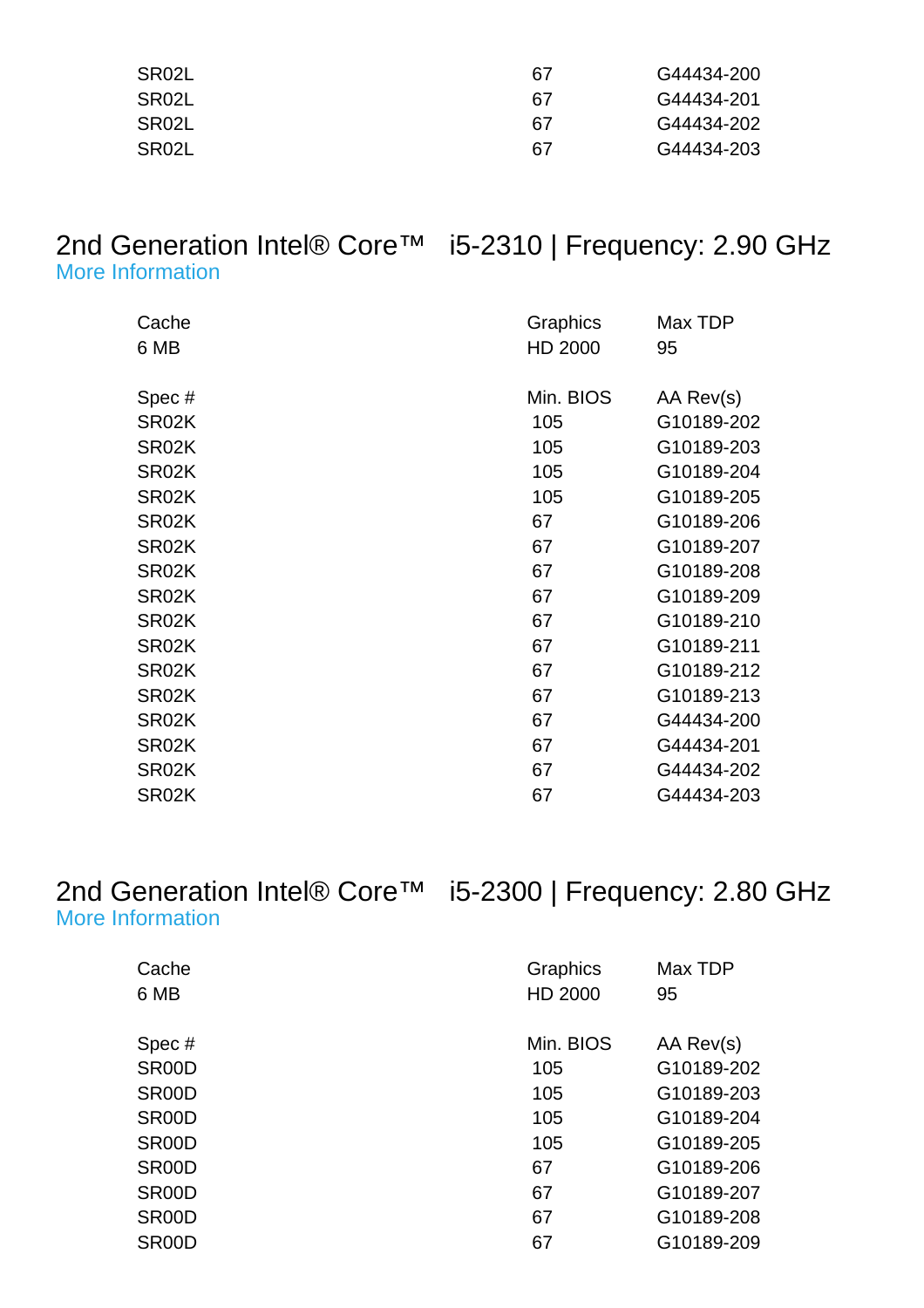| | | |
|---|---|---|
| SR02L | 67 | G44434-200 |
| SR02L | 67 | G44434-201 |
| SR02L | 67 | G44434-202 |
| SR02L | 67 | G44434-203 |

## 2nd Generation Intel® Core™ i5-2310 | Frequency: 2.90 GHz

More Information

| Cache | Graphics | Max TDP |
|---|---|---|
| 6 MB | HD 2000 | 95 |

| Spec # | Min. BIOS | AA Rev(s) |
|---|---|---|
| SR02K | 105 | G10189-202 |
| SR02K | 105 | G10189-203 |
| SR02K | 105 | G10189-204 |
| SR02K | 105 | G10189-205 |
| SR02K | 67 | G10189-206 |
| SR02K | 67 | G10189-207 |
| SR02K | 67 | G10189-208 |
| SR02K | 67 | G10189-209 |
| SR02K | 67 | G10189-210 |
| SR02K | 67 | G10189-211 |
| SR02K | 67 | G10189-212 |
| SR02K | 67 | G10189-213 |
| SR02K | 67 | G44434-200 |
| SR02K | 67 | G44434-201 |
| SR02K | 67 | G44434-202 |
| SR02K | 67 | G44434-203 |

## 2nd Generation Intel® Core™ i5-2300 | Frequency: 2.80 GHz

More Information

| Cache | Graphics | Max TDP |
|---|---|---|
| 6 MB | HD 2000 | 95 |

| Spec # | Min. BIOS | AA Rev(s) |
|---|---|---|
| SR00D | 105 | G10189-202 |
| SR00D | 105 | G10189-203 |
| SR00D | 105 | G10189-204 |
| SR00D | 105 | G10189-205 |
| SR00D | 67 | G10189-206 |
| SR00D | 67 | G10189-207 |
| SR00D | 67 | G10189-208 |
| SR00D | 67 | G10189-209 |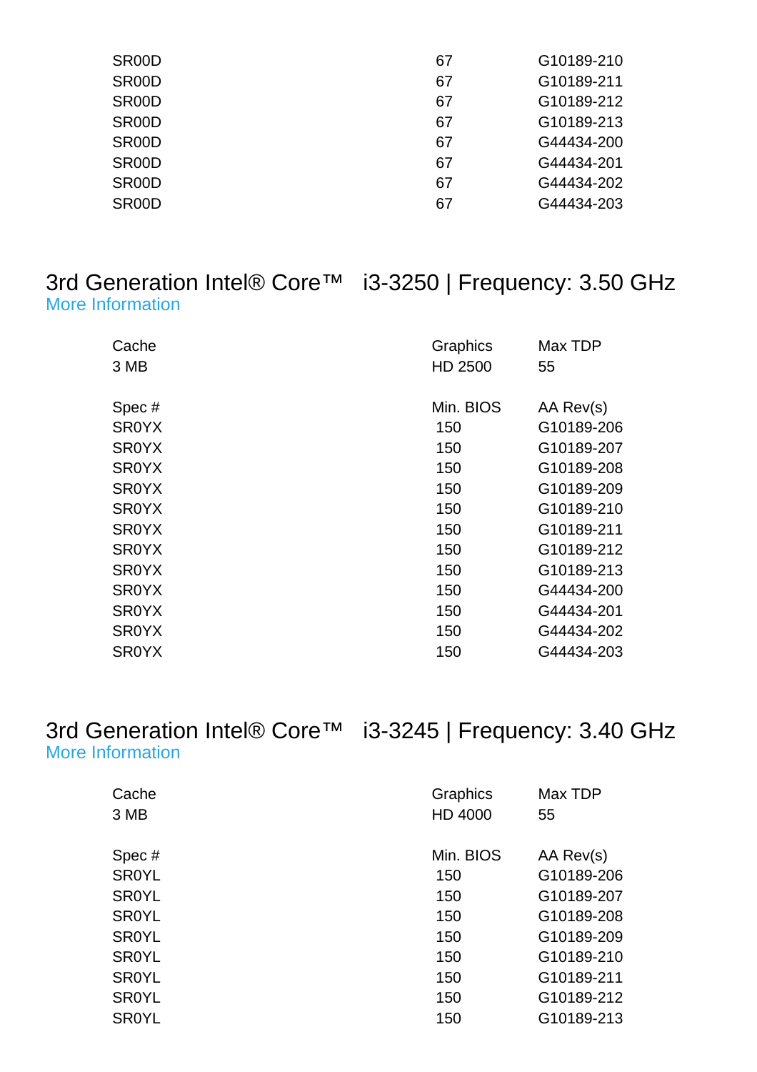| | | |
|---|---|---|
| SR00D | 67 | G10189-210 |
| SR00D | 67 | G10189-211 |
| SR00D | 67 | G10189-212 |
| SR00D | 67 | G10189-213 |
| SR00D | 67 | G44434-200 |
| SR00D | 67 | G44434-201 |
| SR00D | 67 | G44434-202 |
| SR00D | 67 | G44434-203 |

## 3rd Generation Intel® Core™ i3-3250 | Frequency: 3.50 GHz

More Information

| Cache | Graphics | Max TDP |
|---|---|---|
| 3 MB | HD 2500 | 55 |

| Spec # | Min. BIOS | AA Rev(s) |
|---|---|---|
| SR0YX | 150 | G10189-206 |
| SR0YX | 150 | G10189-207 |
| SR0YX | 150 | G10189-208 |
| SR0YX | 150 | G10189-209 |
| SR0YX | 150 | G10189-210 |
| SR0YX | 150 | G10189-211 |
| SR0YX | 150 | G10189-212 |
| SR0YX | 150 | G10189-213 |
| SR0YX | 150 | G44434-200 |
| SR0YX | 150 | G44434-201 |
| SR0YX | 150 | G44434-202 |
| SR0YX | 150 | G44434-203 |

## 3rd Generation Intel® Core™ i3-3245 | Frequency: 3.40 GHz

More Information

| Cache | Graphics | Max TDP |
|---|---|---|
| 3 MB | HD 4000 | 55 |

| Spec # | Min. BIOS | AA Rev(s) |
|---|---|---|
| SR0YL | 150 | G10189-206 |
| SR0YL | 150 | G10189-207 |
| SR0YL | 150 | G10189-208 |
| SR0YL | 150 | G10189-209 |
| SR0YL | 150 | G10189-210 |
| SR0YL | 150 | G10189-211 |
| SR0YL | 150 | G10189-212 |
| SR0YL | 150 | G10189-213 |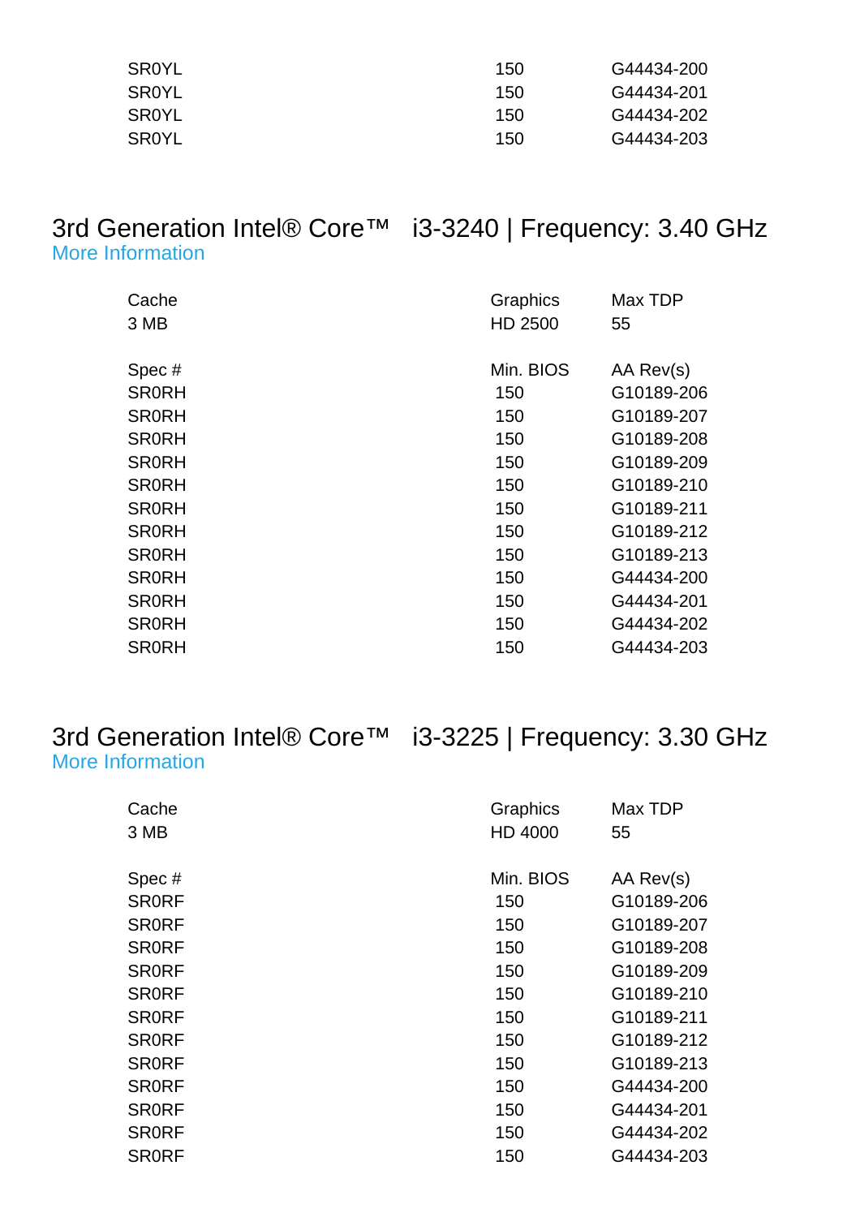| | | |
|---|---|---|
| SR0YL | 150 | G44434-200 |
| SR0YL | 150 | G44434-201 |
| SR0YL | 150 | G44434-202 |
| SR0YL | 150 | G44434-203 |

## 3rd Generation Intel® Core™ i3-3240 | Frequency: 3.40 GHz

More Information

| Cache | Graphics | Max TDP |
|---|---|---|
| 3 MB | HD 2500 | 55 |

| Spec # | Min. BIOS | AA Rev(s) |
|---|---|---|
| SR0RH | 150 | G10189-206 |
| SR0RH | 150 | G10189-207 |
| SR0RH | 150 | G10189-208 |
| SR0RH | 150 | G10189-209 |
| SR0RH | 150 | G10189-210 |
| SR0RH | 150 | G10189-211 |
| SR0RH | 150 | G10189-212 |
| SR0RH | 150 | G10189-213 |
| SR0RH | 150 | G44434-200 |
| SR0RH | 150 | G44434-201 |
| SR0RH | 150 | G44434-202 |
| SR0RH | 150 | G44434-203 |

## 3rd Generation Intel® Core™ i3-3225 | Frequency: 3.30 GHz

More Information

| Cache | Graphics | Max TDP |
|---|---|---|
| 3 MB | HD 4000 | 55 |

| Spec # | Min. BIOS | AA Rev(s) |
|---|---|---|
| SR0RF | 150 | G10189-206 |
| SR0RF | 150 | G10189-207 |
| SR0RF | 150 | G10189-208 |
| SR0RF | 150 | G10189-209 |
| SR0RF | 150 | G10189-210 |
| SR0RF | 150 | G10189-211 |
| SR0RF | 150 | G10189-212 |
| SR0RF | 150 | G10189-213 |
| SR0RF | 150 | G44434-200 |
| SR0RF | 150 | G44434-201 |
| SR0RF | 150 | G44434-202 |
| SR0RF | 150 | G44434-203 |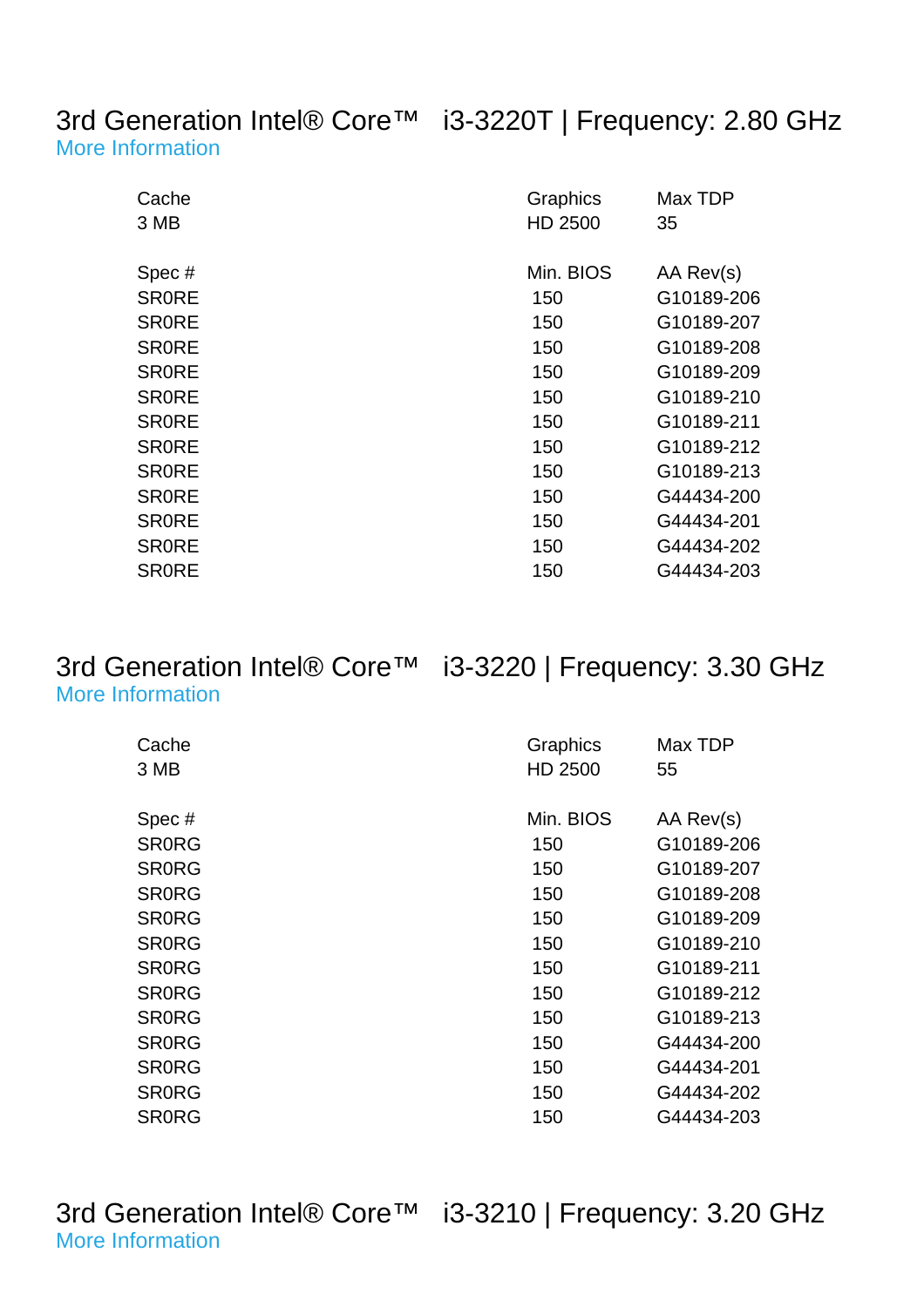## 3rd Generation Intel® Core™ i3-3220T | Frequency: 2.80 GHz

More Information

| Cache | Graphics | Max TDP |
|---|---|---|
| 3 MB | HD 2500 | 35 |

| Spec # | Min. BIOS | AA Rev(s) |
|---|---|---|
| SR0RE | 150 | G10189-206 |
| SR0RE | 150 | G10189-207 |
| SR0RE | 150 | G10189-208 |
| SR0RE | 150 | G10189-209 |
| SR0RE | 150 | G10189-210 |
| SR0RE | 150 | G10189-211 |
| SR0RE | 150 | G10189-212 |
| SR0RE | 150 | G10189-213 |
| SR0RE | 150 | G44434-200 |
| SR0RE | 150 | G44434-201 |
| SR0RE | 150 | G44434-202 |
| SR0RE | 150 | G44434-203 |

## 3rd Generation Intel® Core™ i3-3220 | Frequency: 3.30 GHz

More Information

| Cache | Graphics | Max TDP |
|---|---|---|
| 3 MB | HD 2500 | 55 |

| Spec # | Min. BIOS | AA Rev(s) |
|---|---|---|
| SR0RG | 150 | G10189-206 |
| SR0RG | 150 | G10189-207 |
| SR0RG | 150 | G10189-208 |
| SR0RG | 150 | G10189-209 |
| SR0RG | 150 | G10189-210 |
| SR0RG | 150 | G10189-211 |
| SR0RG | 150 | G10189-212 |
| SR0RG | 150 | G10189-213 |
| SR0RG | 150 | G44434-200 |
| SR0RG | 150 | G44434-201 |
| SR0RG | 150 | G44434-202 |
| SR0RG | 150 | G44434-203 |

## 3rd Generation Intel® Core™ i3-3210 | Frequency: 3.20 GHz

More Information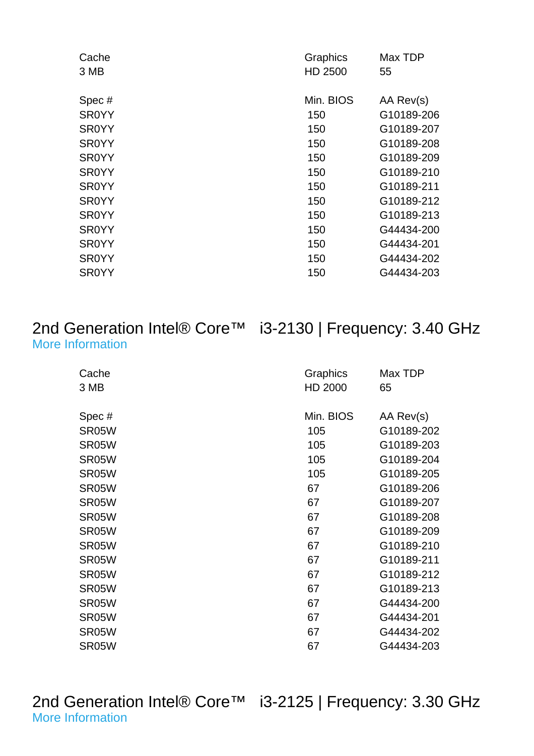| Cache | Graphics | Max TDP |
|---|---|---|
| 3 MB | HD 2500 | 55 |

| Spec # | Min. BIOS | AA Rev(s) |
|---|---|---|
| SR0YY | 150 | G10189-206 |
| SR0YY | 150 | G10189-207 |
| SR0YY | 150 | G10189-208 |
| SR0YY | 150 | G10189-209 |
| SR0YY | 150 | G10189-210 |
| SR0YY | 150 | G10189-211 |
| SR0YY | 150 | G10189-212 |
| SR0YY | 150 | G10189-213 |
| SR0YY | 150 | G44434-200 |
| SR0YY | 150 | G44434-201 |
| SR0YY | 150 | G44434-202 |
| SR0YY | 150 | G44434-203 |

## 2nd Generation Intel® Core™ i3-2130 | Frequency: 3.40 GHz

More Information

| Cache | Graphics | Max TDP |
|---|---|---|
| 3 MB | HD 2000 | 65 |

| Spec # | Min. BIOS | AA Rev(s) |
|---|---|---|
| SR05W | 105 | G10189-202 |
| SR05W | 105 | G10189-203 |
| SR05W | 105 | G10189-204 |
| SR05W | 105 | G10189-205 |
| SR05W | 67 | G10189-206 |
| SR05W | 67 | G10189-207 |
| SR05W | 67 | G10189-208 |
| SR05W | 67 | G10189-209 |
| SR05W | 67 | G10189-210 |
| SR05W | 67 | G10189-211 |
| SR05W | 67 | G10189-212 |
| SR05W | 67 | G10189-213 |
| SR05W | 67 | G44434-200 |
| SR05W | 67 | G44434-201 |
| SR05W | 67 | G44434-202 |
| SR05W | 67 | G44434-203 |

## 2nd Generation Intel® Core™ i3-2125 | Frequency: 3.30 GHz

More Information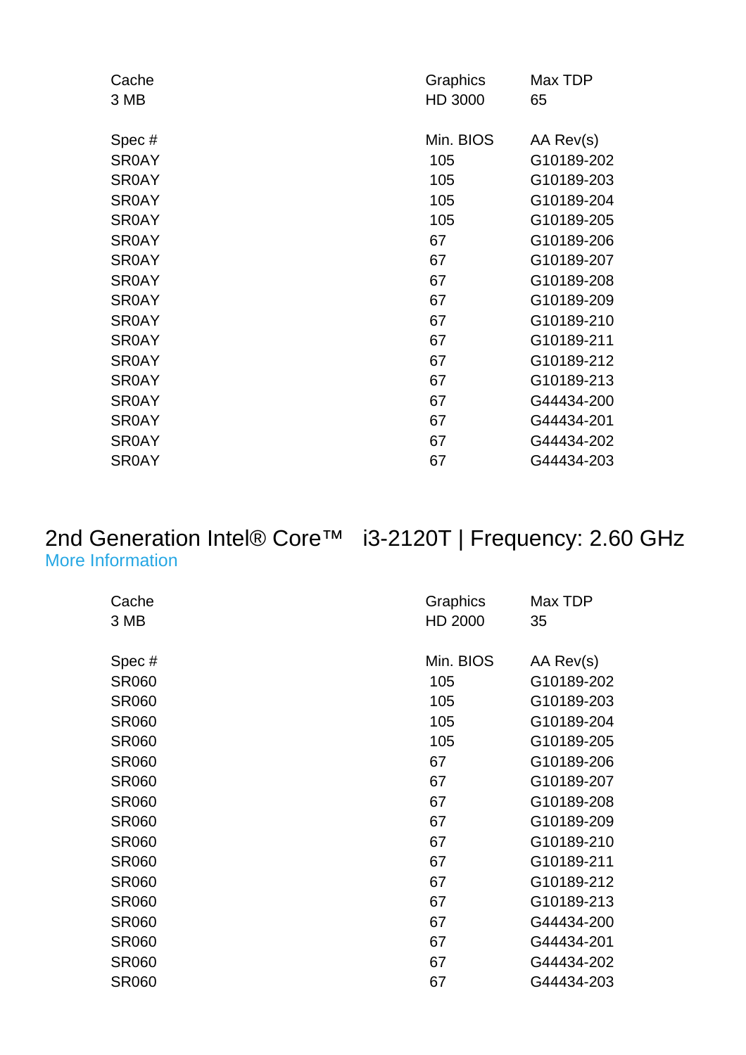| Cache | Graphics | Max TDP |
|---|---|---|
| 3 MB | HD 3000 | 65 |

| Spec # | Min. BIOS | AA Rev(s) |
|---|---|---|
| SR0AY | 105 | G10189-202 |
| SR0AY | 105 | G10189-203 |
| SR0AY | 105 | G10189-204 |
| SR0AY | 105 | G10189-205 |
| SR0AY | 67 | G10189-206 |
| SR0AY | 67 | G10189-207 |
| SR0AY | 67 | G10189-208 |
| SR0AY | 67 | G10189-209 |
| SR0AY | 67 | G10189-210 |
| SR0AY | 67 | G10189-211 |
| SR0AY | 67 | G10189-212 |
| SR0AY | 67 | G10189-213 |
| SR0AY | 67 | G44434-200 |
| SR0AY | 67 | G44434-201 |
| SR0AY | 67 | G44434-202 |
| SR0AY | 67 | G44434-203 |

## 2nd Generation Intel® Core™ i3-2120T | Frequency: 2.60 GHz

More Information

| Cache | Graphics | Max TDP |
|---|---|---|
| 3 MB | HD 2000 | 35 |

| Spec # | Min. BIOS | AA Rev(s) |
|---|---|---|
| SR060 | 105 | G10189-202 |
| SR060 | 105 | G10189-203 |
| SR060 | 105 | G10189-204 |
| SR060 | 105 | G10189-205 |
| SR060 | 67 | G10189-206 |
| SR060 | 67 | G10189-207 |
| SR060 | 67 | G10189-208 |
| SR060 | 67 | G10189-209 |
| SR060 | 67 | G10189-210 |
| SR060 | 67 | G10189-211 |
| SR060 | 67 | G10189-212 |
| SR060 | 67 | G10189-213 |
| SR060 | 67 | G44434-200 |
| SR060 | 67 | G44434-201 |
| SR060 | 67 | G44434-202 |
| SR060 | 67 | G44434-203 |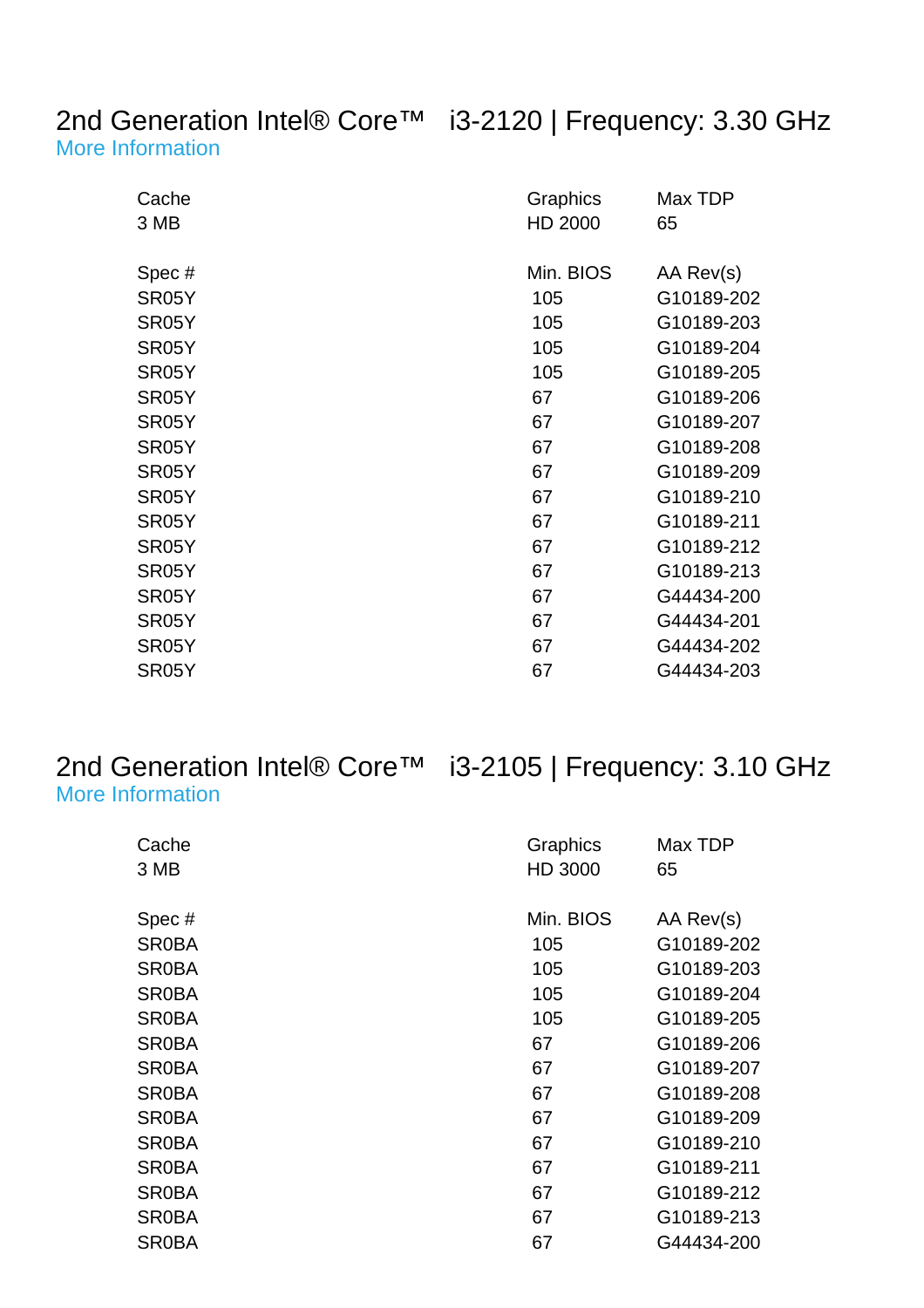## 2nd Generation Intel® Core™ i3-2120 | Frequency: 3.30 GHz

More Information

| Cache | Graphics | Max TDP |
| --- | --- | --- |
| 3 MB | HD 2000 | 65 |

| Spec # | Min. BIOS | AA Rev(s) |
| --- | --- | --- |
| SR05Y | 105 | G10189-202 |
| SR05Y | 105 | G10189-203 |
| SR05Y | 105 | G10189-204 |
| SR05Y | 105 | G10189-205 |
| SR05Y | 67 | G10189-206 |
| SR05Y | 67 | G10189-207 |
| SR05Y | 67 | G10189-208 |
| SR05Y | 67 | G10189-209 |
| SR05Y | 67 | G10189-210 |
| SR05Y | 67 | G10189-211 |
| SR05Y | 67 | G10189-212 |
| SR05Y | 67 | G10189-213 |
| SR05Y | 67 | G44434-200 |
| SR05Y | 67 | G44434-201 |
| SR05Y | 67 | G44434-202 |
| SR05Y | 67 | G44434-203 |

## 2nd Generation Intel® Core™ i3-2105 | Frequency: 3.10 GHz

More Information

| Cache | Graphics | Max TDP |
| --- | --- | --- |
| 3 MB | HD 3000 | 65 |

| Spec # | Min. BIOS | AA Rev(s) |
| --- | --- | --- |
| SR0BA | 105 | G10189-202 |
| SR0BA | 105 | G10189-203 |
| SR0BA | 105 | G10189-204 |
| SR0BA | 105 | G10189-205 |
| SR0BA | 67 | G10189-206 |
| SR0BA | 67 | G10189-207 |
| SR0BA | 67 | G10189-208 |
| SR0BA | 67 | G10189-209 |
| SR0BA | 67 | G10189-210 |
| SR0BA | 67 | G10189-211 |
| SR0BA | 67 | G10189-212 |
| SR0BA | 67 | G10189-213 |
| SR0BA | 67 | G44434-200 |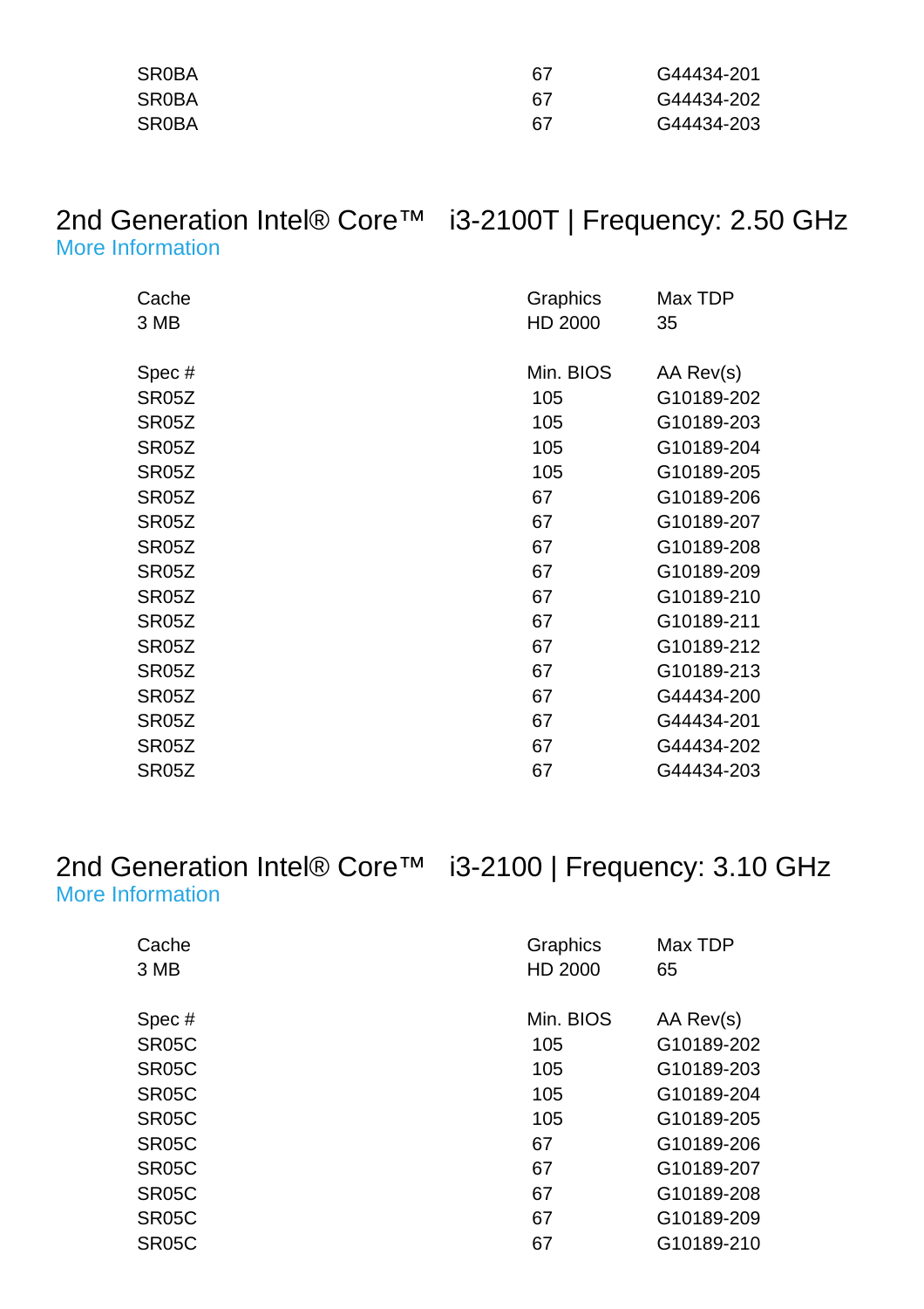| | | |
|---|---|---|
| SR0BA | 67 | G44434-201 |
| SR0BA | 67 | G44434-202 |
| SR0BA | 67 | G44434-203 |

## 2nd Generation Intel® Core™ i3-2100T | Frequency: 2.50 GHz

More Information

| Cache | Graphics | Max TDP |
|---|---|---|
| 3 MB | HD 2000 | 35 |

| Spec # | Min. BIOS | AA Rev(s) |
|---|---|---|
| SR05Z | 105 | G10189-202 |
| SR05Z | 105 | G10189-203 |
| SR05Z | 105 | G10189-204 |
| SR05Z | 105 | G10189-205 |
| SR05Z | 67 | G10189-206 |
| SR05Z | 67 | G10189-207 |
| SR05Z | 67 | G10189-208 |
| SR05Z | 67 | G10189-209 |
| SR05Z | 67 | G10189-210 |
| SR05Z | 67 | G10189-211 |
| SR05Z | 67 | G10189-212 |
| SR05Z | 67 | G10189-213 |
| SR05Z | 67 | G44434-200 |
| SR05Z | 67 | G44434-201 |
| SR05Z | 67 | G44434-202 |
| SR05Z | 67 | G44434-203 |

## 2nd Generation Intel® Core™ i3-2100 | Frequency: 3.10 GHz

More Information

| Cache | Graphics | Max TDP |
|---|---|---|
| 3 MB | HD 2000 | 65 |

| Spec # | Min. BIOS | AA Rev(s) |
|---|---|---|
| SR05C | 105 | G10189-202 |
| SR05C | 105 | G10189-203 |
| SR05C | 105 | G10189-204 |
| SR05C | 105 | G10189-205 |
| SR05C | 67 | G10189-206 |
| SR05C | 67 | G10189-207 |
| SR05C | 67 | G10189-208 |
| SR05C | 67 | G10189-209 |
| SR05C | 67 | G10189-210 |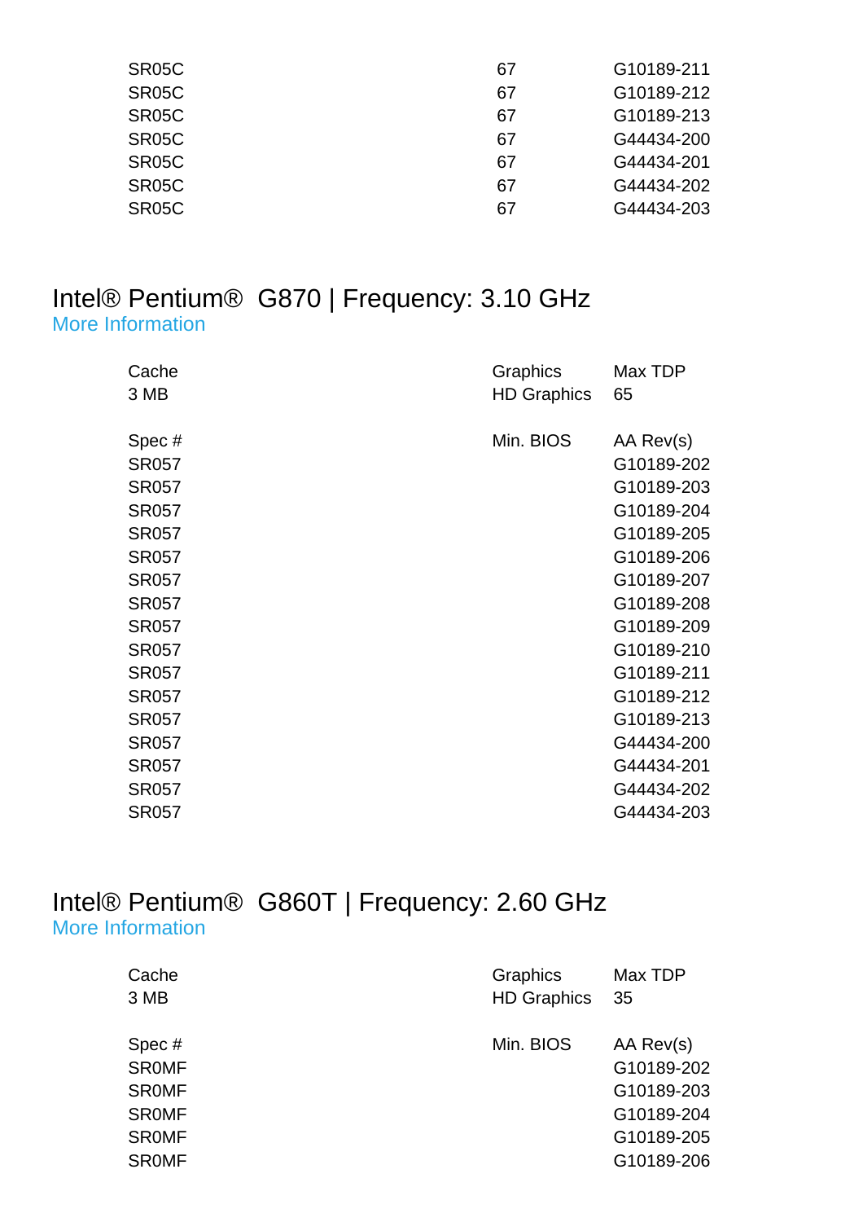| | | |
|---|---|---|
| SR05C | 67 | G10189-211 |
| SR05C | 67 | G10189-212 |
| SR05C | 67 | G10189-213 |
| SR05C | 67 | G44434-200 |
| SR05C | 67 | G44434-201 |
| SR05C | 67 | G44434-202 |
| SR05C | 67 | G44434-203 |

## Intel® Pentium® G870 | Frequency: 3.10 GHz

More Information

| Cache | Graphics | Max TDP |
|---|---|---|
| 3 MB | HD Graphics | 65 |

| Spec # | Min. BIOS | AA Rev(s) |
|---|---|---|
| SR057 | | G10189-202 |
| SR057 | | G10189-203 |
| SR057 | | G10189-204 |
| SR057 | | G10189-205 |
| SR057 | | G10189-206 |
| SR057 | | G10189-207 |
| SR057 | | G10189-208 |
| SR057 | | G10189-209 |
| SR057 | | G10189-210 |
| SR057 | | G10189-211 |
| SR057 | | G10189-212 |
| SR057 | | G10189-213 |
| SR057 | | G44434-200 |
| SR057 | | G44434-201 |
| SR057 | | G44434-202 |
| SR057 | | G44434-203 |

## Intel® Pentium® G860T | Frequency: 2.60 GHz

More Information

| Cache | Graphics | Max TDP |
|---|---|---|
| 3 MB | HD Graphics | 35 |

| Spec # | Min. BIOS | AA Rev(s) |
|---|---|---|
| SR0MF | | G10189-202 |
| SR0MF | | G10189-203 |
| SR0MF | | G10189-204 |
| SR0MF | | G10189-205 |
| SR0MF | | G10189-206 |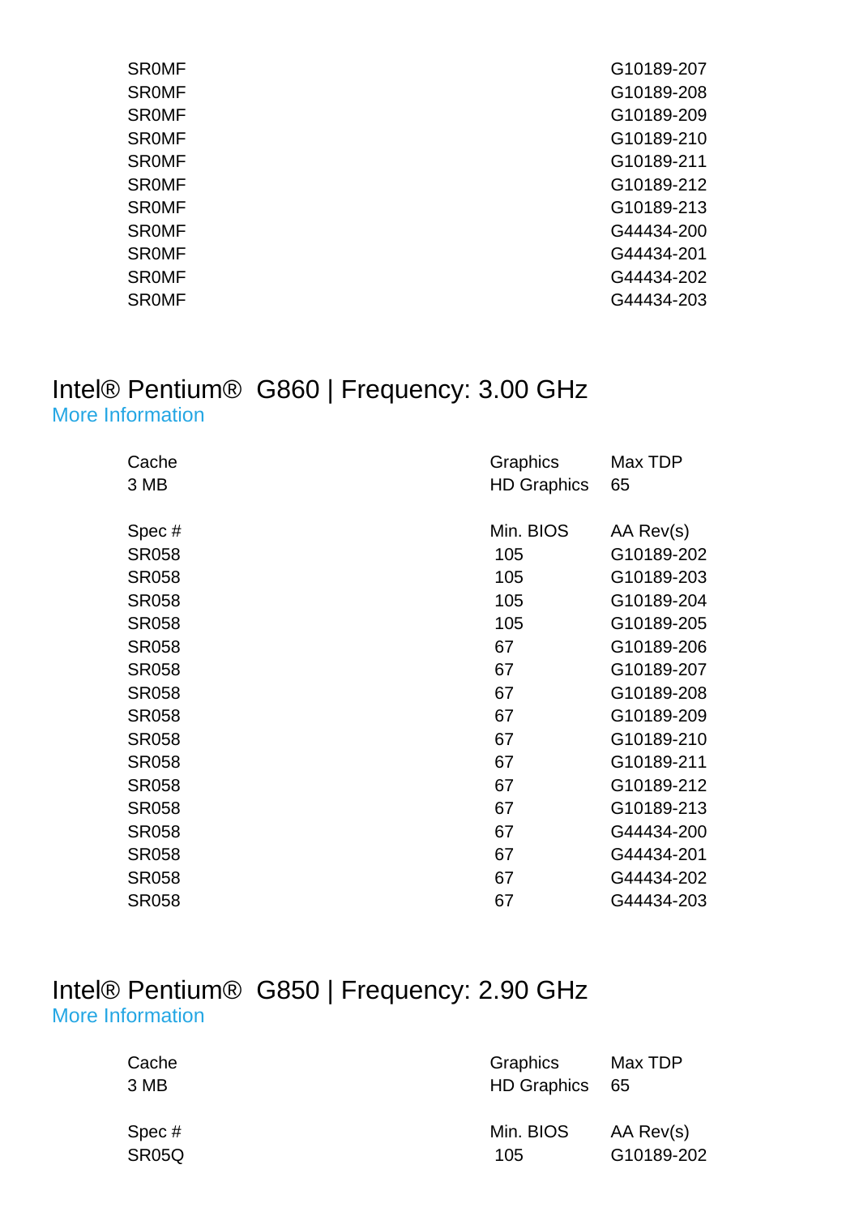| | | |
|---|---|---|
| SR0MF | | G10189-207 |
| SR0MF | | G10189-208 |
| SR0MF | | G10189-209 |
| SR0MF | | G10189-210 |
| SR0MF | | G10189-211 |
| SR0MF | | G10189-212 |
| SR0MF | | G10189-213 |
| SR0MF | | G44434-200 |
| SR0MF | | G44434-201 |
| SR0MF | | G44434-202 |
| SR0MF | | G44434-203 |

## Intel® Pentium® G860 | Frequency: 3.00 GHz

More Information

| Cache | Graphics | Max TDP |
|---|---|---|
| 3 MB | HD Graphics | 65 |

| Spec # | Min. BIOS | AA Rev(s) |
|---|---|---|
| SR058 | 105 | G10189-202 |
| SR058 | 105 | G10189-203 |
| SR058 | 105 | G10189-204 |
| SR058 | 105 | G10189-205 |
| SR058 | 67 | G10189-206 |
| SR058 | 67 | G10189-207 |
| SR058 | 67 | G10189-208 |
| SR058 | 67 | G10189-209 |
| SR058 | 67 | G10189-210 |
| SR058 | 67 | G10189-211 |
| SR058 | 67 | G10189-212 |
| SR058 | 67 | G10189-213 |
| SR058 | 67 | G44434-200 |
| SR058 | 67 | G44434-201 |
| SR058 | 67 | G44434-202 |
| SR058 | 67 | G44434-203 |

## Intel® Pentium® G850 | Frequency: 2.90 GHz

More Information

| Cache | Graphics | Max TDP |
|---|---|---|
| 3 MB | HD Graphics | 65 |

| Spec # | Min. BIOS | AA Rev(s) |
|---|---|---|
| SR05Q | 105 | G10189-202 |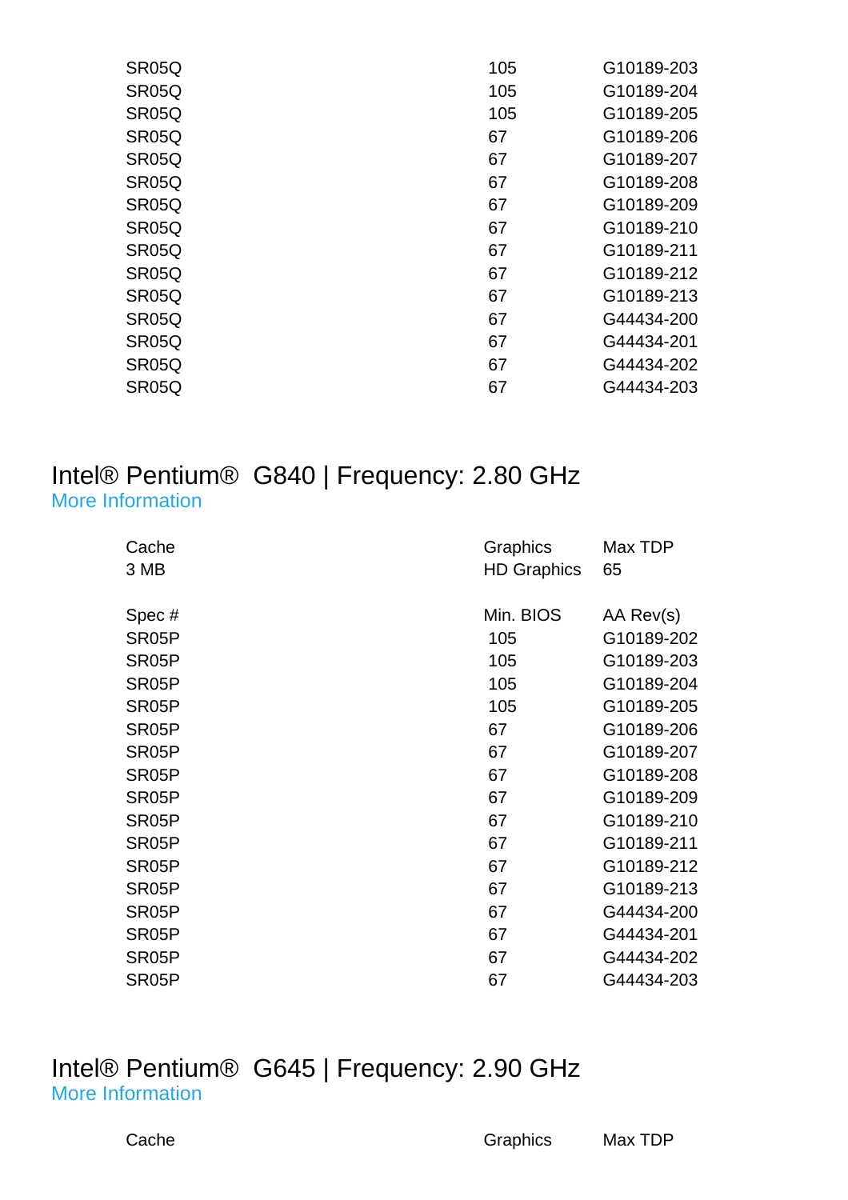| | | |
|---|---|---|
| SR05Q | 105 | G10189-203 |
| SR05Q | 105 | G10189-204 |
| SR05Q | 105 | G10189-205 |
| SR05Q | 67 | G10189-206 |
| SR05Q | 67 | G10189-207 |
| SR05Q | 67 | G10189-208 |
| SR05Q | 67 | G10189-209 |
| SR05Q | 67 | G10189-210 |
| SR05Q | 67 | G10189-211 |
| SR05Q | 67 | G10189-212 |
| SR05Q | 67 | G10189-213 |
| SR05Q | 67 | G44434-200 |
| SR05Q | 67 | G44434-201 |
| SR05Q | 67 | G44434-202 |
| SR05Q | 67 | G44434-203 |

## Intel® Pentium® G840 | Frequency: 2.80 GHz

More Information

| Cache | Graphics | Max TDP |
|---|---|---|
| 3 MB | HD Graphics | 65 |

| Spec # | Min. BIOS | AA Rev(s) |
|---|---|---|
| SR05P | 105 | G10189-202 |
| SR05P | 105 | G10189-203 |
| SR05P | 105 | G10189-204 |
| SR05P | 105 | G10189-205 |
| SR05P | 67 | G10189-206 |
| SR05P | 67 | G10189-207 |
| SR05P | 67 | G10189-208 |
| SR05P | 67 | G10189-209 |
| SR05P | 67 | G10189-210 |
| SR05P | 67 | G10189-211 |
| SR05P | 67 | G10189-212 |
| SR05P | 67 | G10189-213 |
| SR05P | 67 | G44434-200 |
| SR05P | 67 | G44434-201 |
| SR05P | 67 | G44434-202 |
| SR05P | 67 | G44434-203 |

## Intel® Pentium® G645 | Frequency: 2.90 GHz

More Information

| Cache | Graphics | Max TDP |
|---|---|---|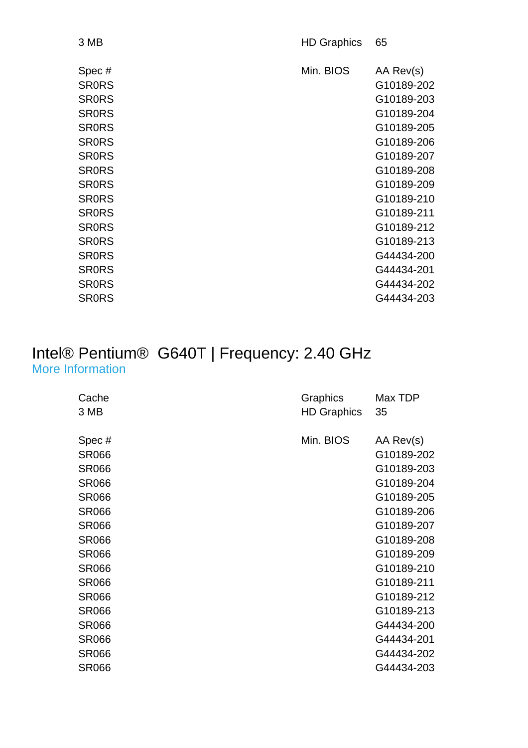| | | |
|---|---|---|
| 3 MB | HD Graphics | 65 |

| Spec # | Min. BIOS | AA Rev(s) |
|---|---|---|
| SR0RS | | G10189-202 |
| SR0RS | | G10189-203 |
| SR0RS | | G10189-204 |
| SR0RS | | G10189-205 |
| SR0RS | | G10189-206 |
| SR0RS | | G10189-207 |
| SR0RS | | G10189-208 |
| SR0RS | | G10189-209 |
| SR0RS | | G10189-210 |
| SR0RS | | G10189-211 |
| SR0RS | | G10189-212 |
| SR0RS | | G10189-213 |
| SR0RS | | G44434-200 |
| SR0RS | | G44434-201 |
| SR0RS | | G44434-202 |
| SR0RS | | G44434-203 |

# Intel® Pentium® G640T | Frequency: 2.40 GHz

More Information

| Cache | Graphics | Max TDP |
|---|---|---|
| 3 MB | HD Graphics | 35 |

| Spec # | Min. BIOS | AA Rev(s) |
|---|---|---|
| SR066 | | G10189-202 |
| SR066 | | G10189-203 |
| SR066 | | G10189-204 |
| SR066 | | G10189-205 |
| SR066 | | G10189-206 |
| SR066 | | G10189-207 |
| SR066 | | G10189-208 |
| SR066 | | G10189-209 |
| SR066 | | G10189-210 |
| SR066 | | G10189-211 |
| SR066 | | G10189-212 |
| SR066 | | G10189-213 |
| SR066 | | G44434-200 |
| SR066 | | G44434-201 |
| SR066 | | G44434-202 |
| SR066 | | G44434-203 |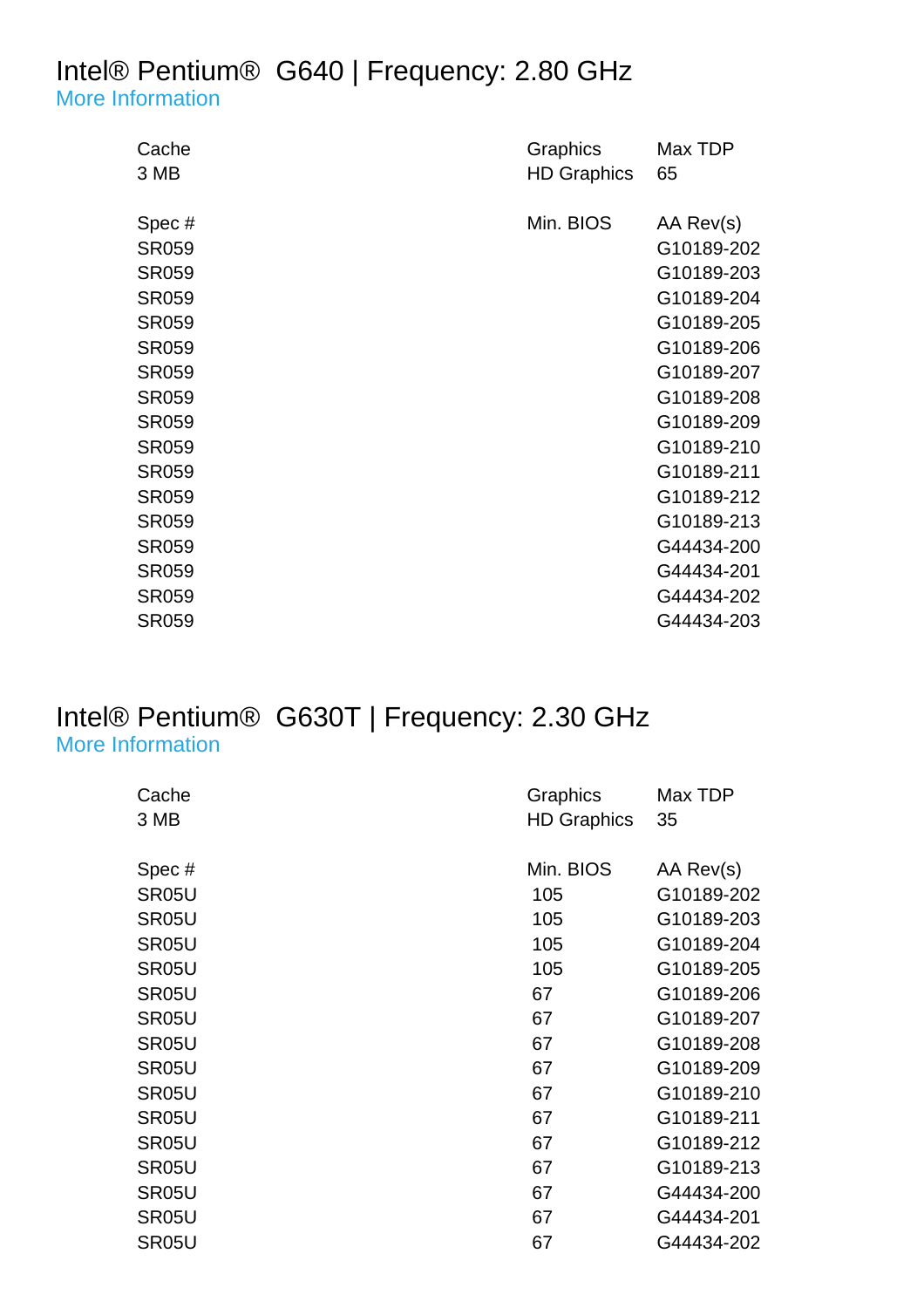## Intel® Pentium®  G640 | Frequency: 2.80 GHz

More Information

| Cache | Graphics | Max TDP |
|---|---|---|
| 3 MB | HD Graphics | 65 |

| Spec # | Min. BIOS | AA Rev(s) |
|---|---|---|
| SR059 | | G10189-202 |
| SR059 | | G10189-203 |
| SR059 | | G10189-204 |
| SR059 | | G10189-205 |
| SR059 | | G10189-206 |
| SR059 | | G10189-207 |
| SR059 | | G10189-208 |
| SR059 | | G10189-209 |
| SR059 | | G10189-210 |
| SR059 | | G10189-211 |
| SR059 | | G10189-212 |
| SR059 | | G10189-213 |
| SR059 | | G44434-200 |
| SR059 | | G44434-201 |
| SR059 | | G44434-202 |
| SR059 | | G44434-203 |

## Intel® Pentium®  G630T | Frequency: 2.30 GHz

More Information

| Cache | Graphics | Max TDP |
|---|---|---|
| 3 MB | HD Graphics | 35 |

| Spec # | Min. BIOS | AA Rev(s) |
|---|---|---|
| SR05U | 105 | G10189-202 |
| SR05U | 105 | G10189-203 |
| SR05U | 105 | G10189-204 |
| SR05U | 105 | G10189-205 |
| SR05U | 67 | G10189-206 |
| SR05U | 67 | G10189-207 |
| SR05U | 67 | G10189-208 |
| SR05U | 67 | G10189-209 |
| SR05U | 67 | G10189-210 |
| SR05U | 67 | G10189-211 |
| SR05U | 67 | G10189-212 |
| SR05U | 67 | G10189-213 |
| SR05U | 67 | G44434-200 |
| SR05U | 67 | G44434-201 |
| SR05U | 67 | G44434-202 |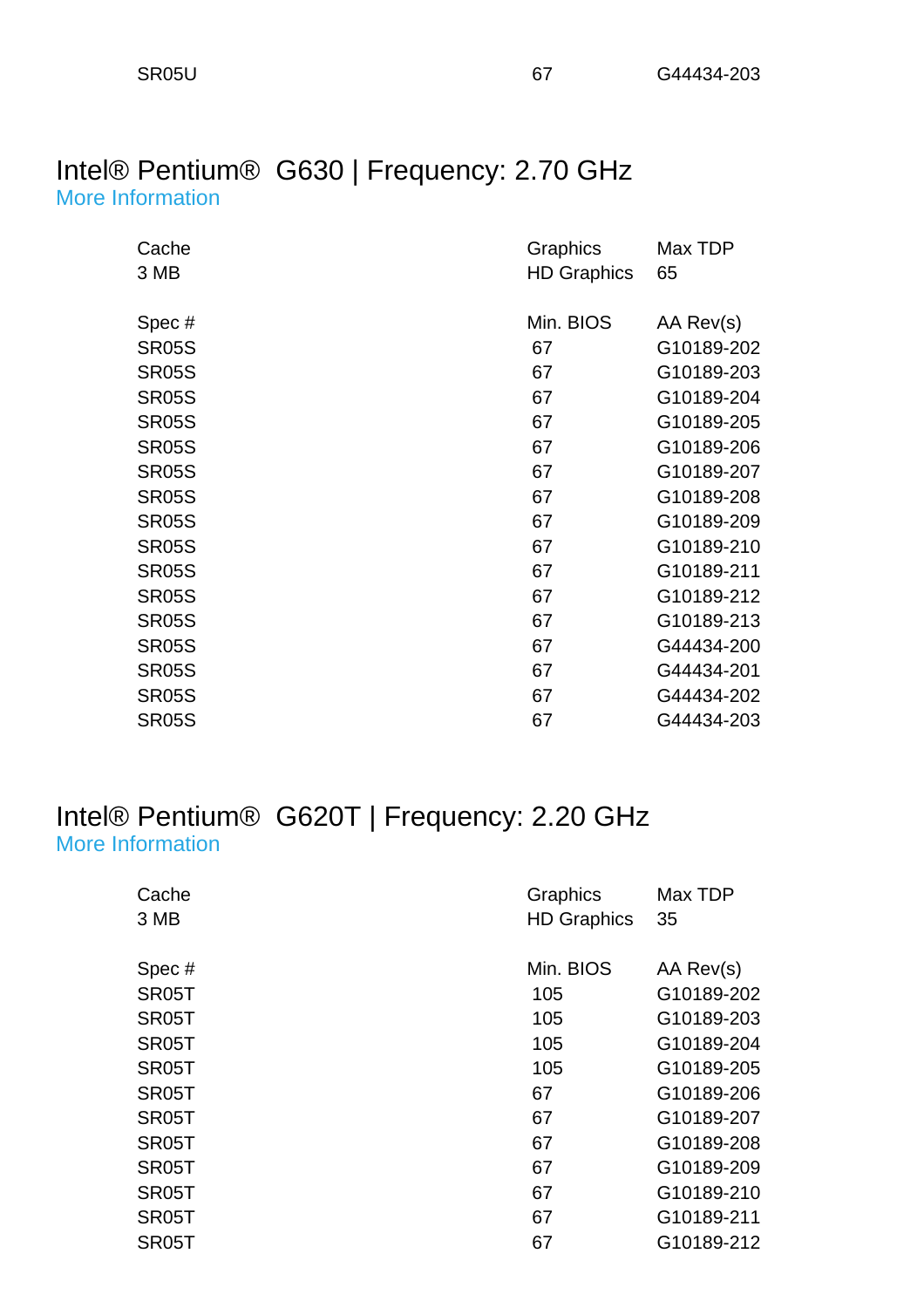| | | |
|---|---|---|
| SR05U | 67 | G44434-203 |

## Intel® Pentium® G630 | Frequency: 2.70 GHz

More Information

| Cache | Graphics | Max TDP |
|---|---|---|
| 3 MB | HD Graphics | 65 |

| Spec # | Min. BIOS | AA Rev(s) |
|---|---|---|
| SR05S | 67 | G10189-202 |
| SR05S | 67 | G10189-203 |
| SR05S | 67 | G10189-204 |
| SR05S | 67 | G10189-205 |
| SR05S | 67 | G10189-206 |
| SR05S | 67 | G10189-207 |
| SR05S | 67 | G10189-208 |
| SR05S | 67 | G10189-209 |
| SR05S | 67 | G10189-210 |
| SR05S | 67 | G10189-211 |
| SR05S | 67 | G10189-212 |
| SR05S | 67 | G10189-213 |
| SR05S | 67 | G44434-200 |
| SR05S | 67 | G44434-201 |
| SR05S | 67 | G44434-202 |
| SR05S | 67 | G44434-203 |

## Intel® Pentium® G620T | Frequency: 2.20 GHz

More Information

| Cache | Graphics | Max TDP |
|---|---|---|
| 3 MB | HD Graphics | 35 |

| Spec # | Min. BIOS | AA Rev(s) |
|---|---|---|
| SR05T | 105 | G10189-202 |
| SR05T | 105 | G10189-203 |
| SR05T | 105 | G10189-204 |
| SR05T | 105 | G10189-205 |
| SR05T | 67 | G10189-206 |
| SR05T | 67 | G10189-207 |
| SR05T | 67 | G10189-208 |
| SR05T | 67 | G10189-209 |
| SR05T | 67 | G10189-210 |
| SR05T | 67 | G10189-211 |
| SR05T | 67 | G10189-212 |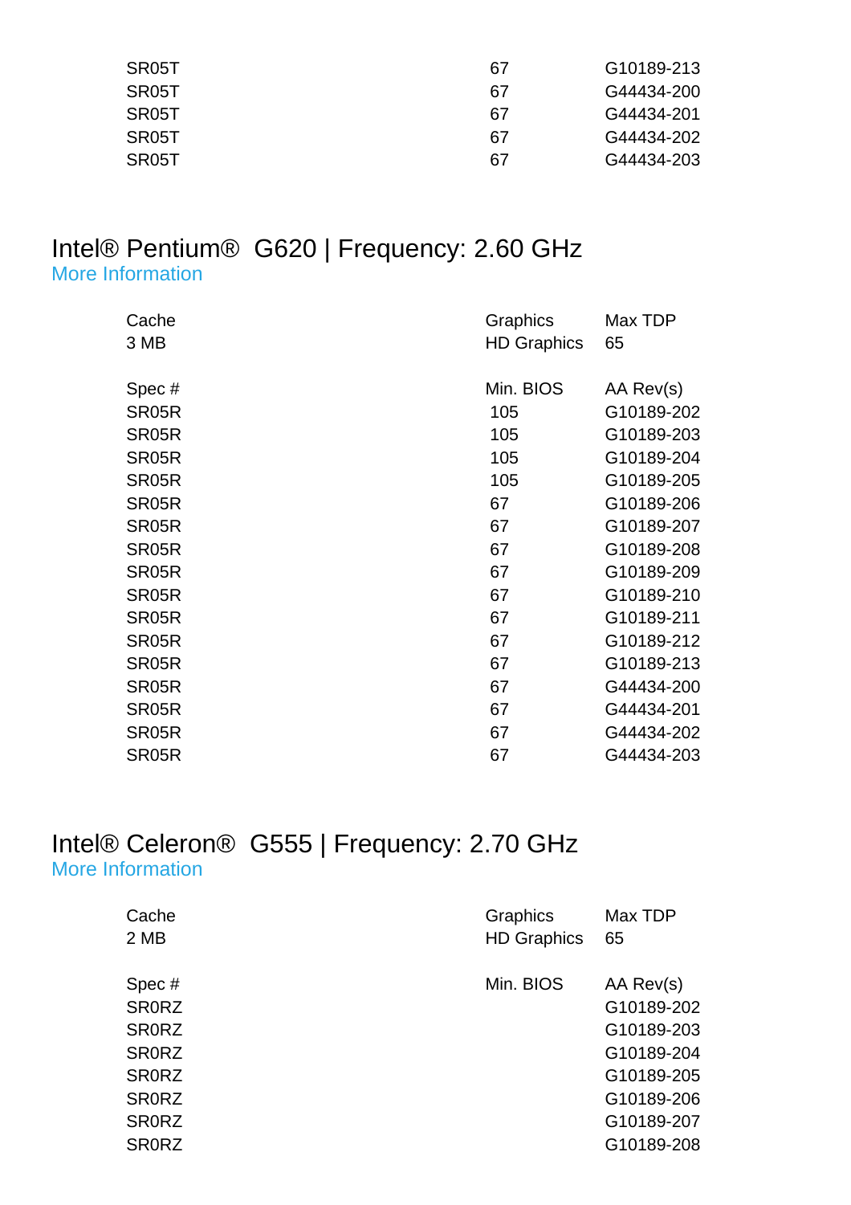| | | |
|---|---|---|
| SR05T | 67 | G10189-213 |
| SR05T | 67 | G44434-200 |
| SR05T | 67 | G44434-201 |
| SR05T | 67 | G44434-202 |
| SR05T | 67 | G44434-203 |

## Intel® Pentium® G620 | Frequency: 2.60 GHz

More Information

| Cache | Graphics | Max TDP |
|---|---|---|
| 3 MB | HD Graphics | 65 |

| Spec # | Min. BIOS | AA Rev(s) |
|---|---|---|
| SR05R | 105 | G10189-202 |
| SR05R | 105 | G10189-203 |
| SR05R | 105 | G10189-204 |
| SR05R | 105 | G10189-205 |
| SR05R | 67 | G10189-206 |
| SR05R | 67 | G10189-207 |
| SR05R | 67 | G10189-208 |
| SR05R | 67 | G10189-209 |
| SR05R | 67 | G10189-210 |
| SR05R | 67 | G10189-211 |
| SR05R | 67 | G10189-212 |
| SR05R | 67 | G10189-213 |
| SR05R | 67 | G44434-200 |
| SR05R | 67 | G44434-201 |
| SR05R | 67 | G44434-202 |
| SR05R | 67 | G44434-203 |

## Intel® Celeron® G555 | Frequency: 2.70 GHz

More Information

| Cache | Graphics | Max TDP |
|---|---|---|
| 2 MB | HD Graphics | 65 |

| Spec # | Min. BIOS | AA Rev(s) |
|---|---|---|
| SR0RZ | | G10189-202 |
| SR0RZ | | G10189-203 |
| SR0RZ | | G10189-204 |
| SR0RZ | | G10189-205 |
| SR0RZ | | G10189-206 |
| SR0RZ | | G10189-207 |
| SR0RZ | | G10189-208 |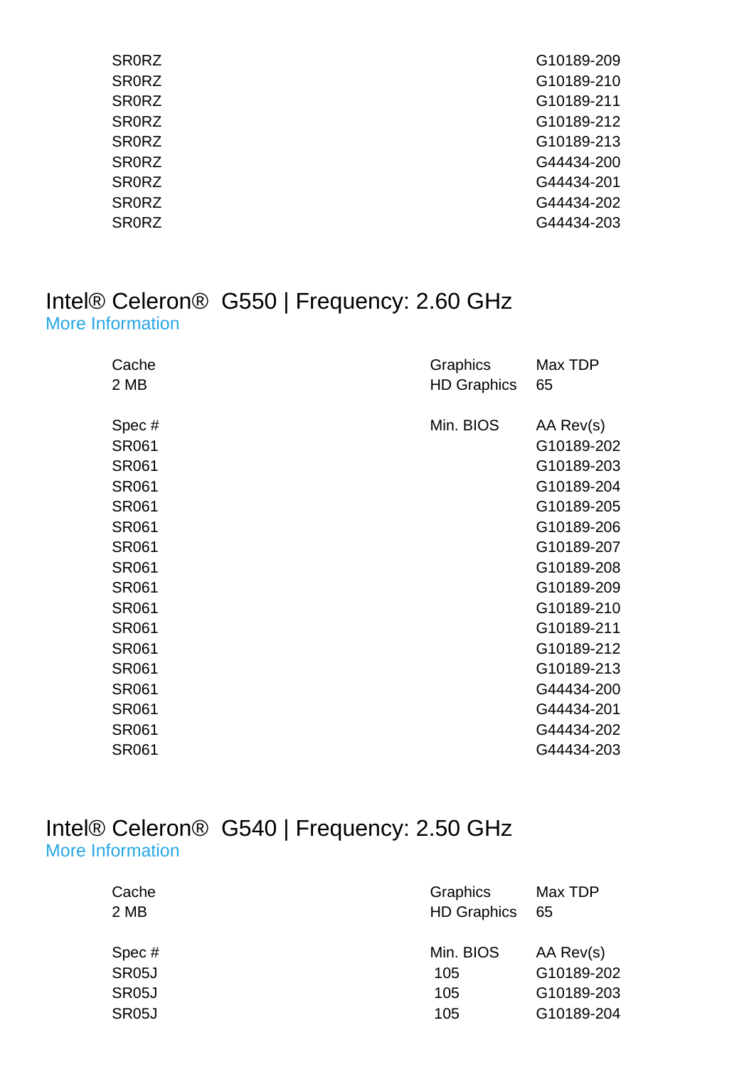| | | |
|---|---|---|
| SR0RZ | | G10189-209 |
| SR0RZ | | G10189-210 |
| SR0RZ | | G10189-211 |
| SR0RZ | | G10189-212 |
| SR0RZ | | G10189-213 |
| SR0RZ | | G44434-200 |
| SR0RZ | | G44434-201 |
| SR0RZ | | G44434-202 |
| SR0RZ | | G44434-203 |

## Intel® Celeron® G550 | Frequency: 2.60 GHz

More Information

| Cache | Graphics | Max TDP |
|---|---|---|
| 2 MB | HD Graphics | 65 |

| Spec # | Min. BIOS | AA Rev(s) |
|---|---|---|
| SR061 | | G10189-202 |
| SR061 | | G10189-203 |
| SR061 | | G10189-204 |
| SR061 | | G10189-205 |
| SR061 | | G10189-206 |
| SR061 | | G10189-207 |
| SR061 | | G10189-208 |
| SR061 | | G10189-209 |
| SR061 | | G10189-210 |
| SR061 | | G10189-211 |
| SR061 | | G10189-212 |
| SR061 | | G10189-213 |
| SR061 | | G44434-200 |
| SR061 | | G44434-201 |
| SR061 | | G44434-202 |
| SR061 | | G44434-203 |

## Intel® Celeron® G540 | Frequency: 2.50 GHz

More Information

| Cache | Graphics | Max TDP |
|---|---|---|
| 2 MB | HD Graphics | 65 |

| Spec # | Min. BIOS | AA Rev(s) |
|---|---|---|
| SR05J | 105 | G10189-202 |
| SR05J | 105 | G10189-203 |
| SR05J | 105 | G10189-204 |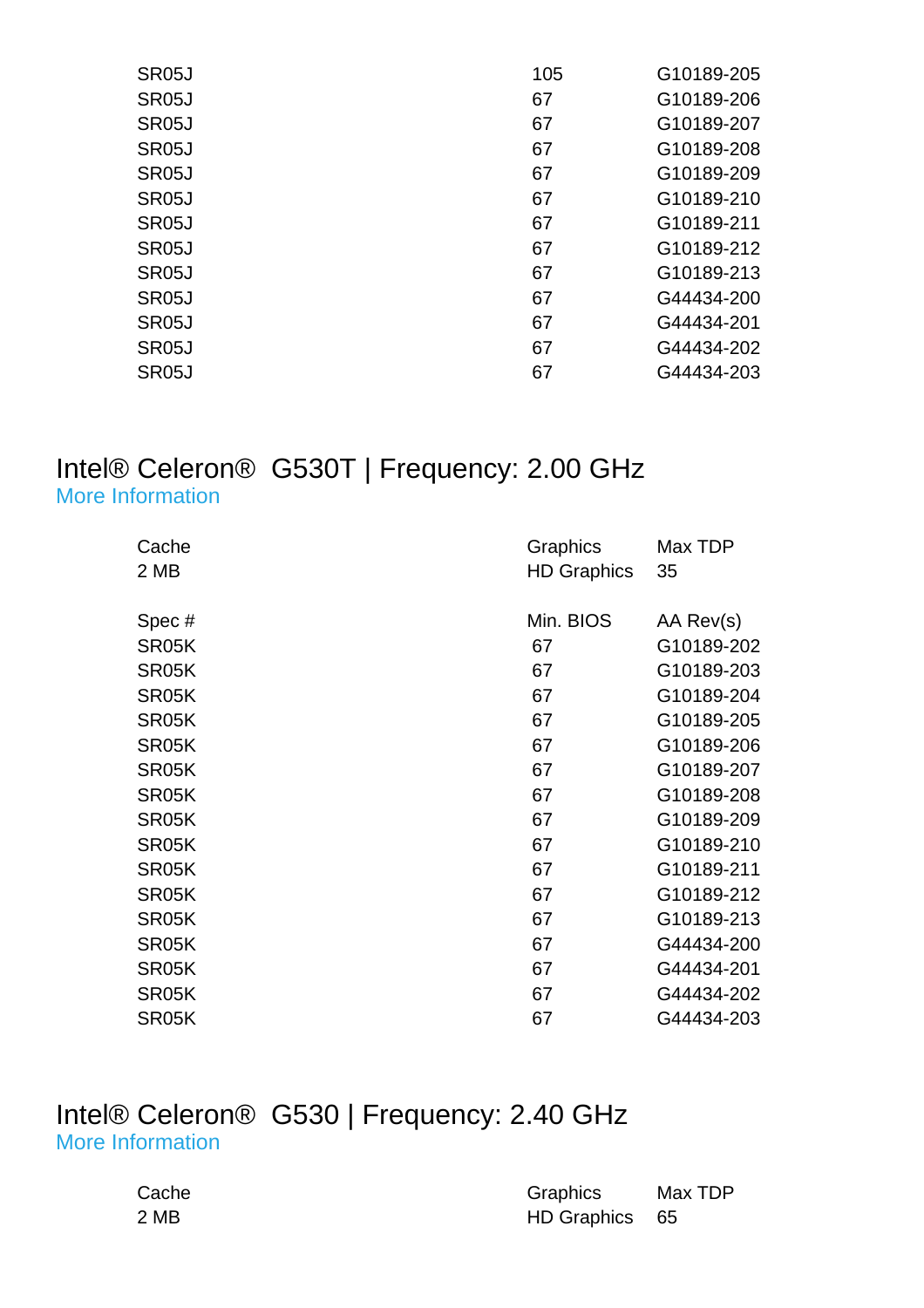| | | |
|---|---|---|
| SR05J | 105 | G10189-205 |
| SR05J | 67 | G10189-206 |
| SR05J | 67 | G10189-207 |
| SR05J | 67 | G10189-208 |
| SR05J | 67 | G10189-209 |
| SR05J | 67 | G10189-210 |
| SR05J | 67 | G10189-211 |
| SR05J | 67 | G10189-212 |
| SR05J | 67 | G10189-213 |
| SR05J | 67 | G44434-200 |
| SR05J | 67 | G44434-201 |
| SR05J | 67 | G44434-202 |
| SR05J | 67 | G44434-203 |

## Intel® Celeron® G530T | Frequency: 2.00 GHz

More Information

| Cache | Graphics | Max TDP |
|---|---|---|
| 2 MB | HD Graphics | 35 |

| Spec # | Min. BIOS | AA Rev(s) |
|---|---|---|
| SR05K | 67 | G10189-202 |
| SR05K | 67 | G10189-203 |
| SR05K | 67 | G10189-204 |
| SR05K | 67 | G10189-205 |
| SR05K | 67 | G10189-206 |
| SR05K | 67 | G10189-207 |
| SR05K | 67 | G10189-208 |
| SR05K | 67 | G10189-209 |
| SR05K | 67 | G10189-210 |
| SR05K | 67 | G10189-211 |
| SR05K | 67 | G10189-212 |
| SR05K | 67 | G10189-213 |
| SR05K | 67 | G44434-200 |
| SR05K | 67 | G44434-201 |
| SR05K | 67 | G44434-202 |
| SR05K | 67 | G44434-203 |

## Intel® Celeron® G530 | Frequency: 2.40 GHz

More Information

| Cache | Graphics | Max TDP |
|---|---|---|
| 2 MB | HD Graphics | 65 |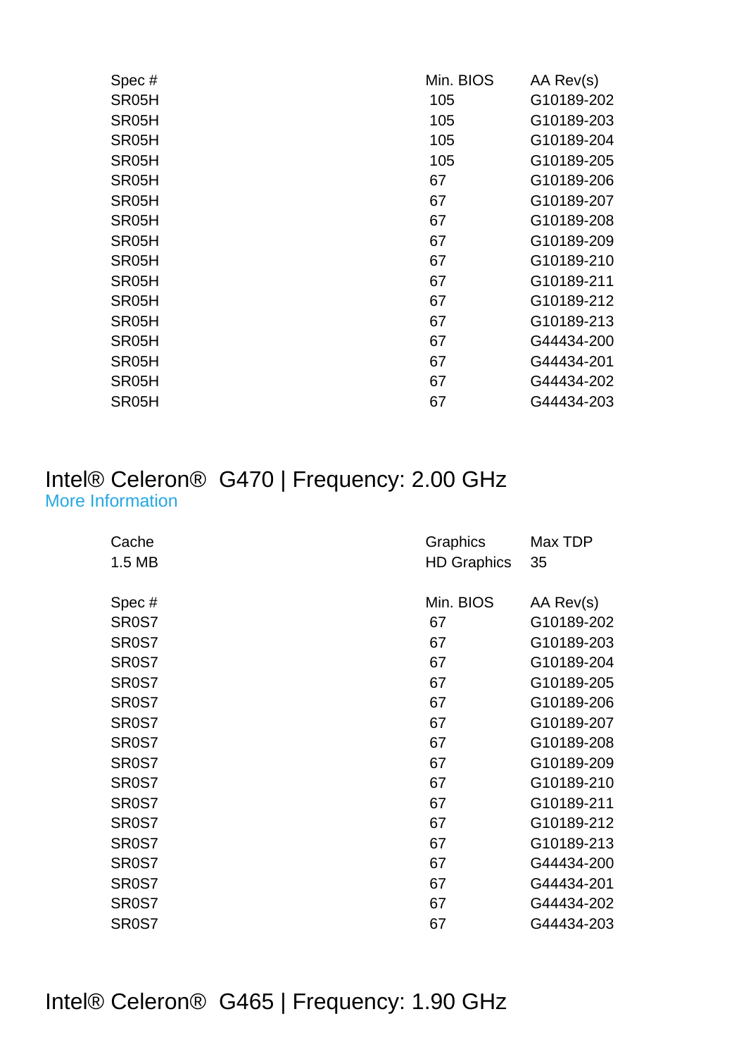| Spec # | Min. BIOS | AA Rev(s) |
| --- | --- | --- |
| SR05H | 105 | G10189-202 |
| SR05H | 105 | G10189-203 |
| SR05H | 105 | G10189-204 |
| SR05H | 105 | G10189-205 |
| SR05H | 67 | G10189-206 |
| SR05H | 67 | G10189-207 |
| SR05H | 67 | G10189-208 |
| SR05H | 67 | G10189-209 |
| SR05H | 67 | G10189-210 |
| SR05H | 67 | G10189-211 |
| SR05H | 67 | G10189-212 |
| SR05H | 67 | G10189-213 |
| SR05H | 67 | G44434-200 |
| SR05H | 67 | G44434-201 |
| SR05H | 67 | G44434-202 |
| SR05H | 67 | G44434-203 |

## Intel® Celeron® G470 | Frequency: 2.00 GHz

More Information

| Cache | Graphics | Max TDP |
| --- | --- | --- |
| 1.5 MB | HD Graphics | 35 |

| Spec # | Min. BIOS | AA Rev(s) |
| --- | --- | --- |
| SR0S7 | 67 | G10189-202 |
| SR0S7 | 67 | G10189-203 |
| SR0S7 | 67 | G10189-204 |
| SR0S7 | 67 | G10189-205 |
| SR0S7 | 67 | G10189-206 |
| SR0S7 | 67 | G10189-207 |
| SR0S7 | 67 | G10189-208 |
| SR0S7 | 67 | G10189-209 |
| SR0S7 | 67 | G10189-210 |
| SR0S7 | 67 | G10189-211 |
| SR0S7 | 67 | G10189-212 |
| SR0S7 | 67 | G10189-213 |
| SR0S7 | 67 | G44434-200 |
| SR0S7 | 67 | G44434-201 |
| SR0S7 | 67 | G44434-202 |
| SR0S7 | 67 | G44434-203 |

## Intel® Celeron® G465 | Frequency: 1.90 GHz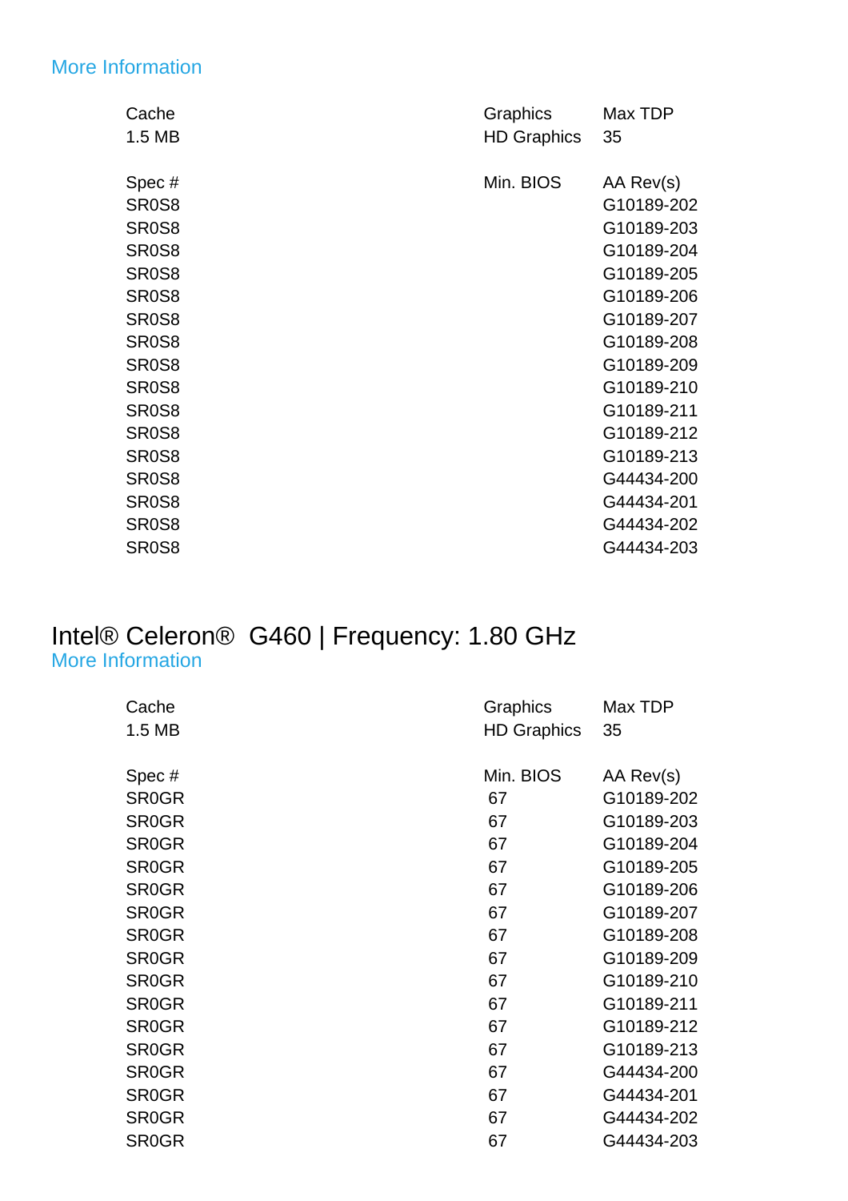More Information

| Cache | Graphics | Max TDP |
|---|---|---|
| 1.5 MB | HD Graphics | 35 |

| Spec # | Min. BIOS | AA Rev(s) |
|---|---|---|
| SR0S8 | | G10189-202 |
| SR0S8 | | G10189-203 |
| SR0S8 | | G10189-204 |
| SR0S8 | | G10189-205 |
| SR0S8 | | G10189-206 |
| SR0S8 | | G10189-207 |
| SR0S8 | | G10189-208 |
| SR0S8 | | G10189-209 |
| SR0S8 | | G10189-210 |
| SR0S8 | | G10189-211 |
| SR0S8 | | G10189-212 |
| SR0S8 | | G10189-213 |
| SR0S8 | | G44434-200 |
| SR0S8 | | G44434-201 |
| SR0S8 | | G44434-202 |
| SR0S8 | | G44434-203 |

## Intel® Celeron® G460 | Frequency: 1.80 GHz

More Information

| Cache | Graphics | Max TDP |
|---|---|---|
| 1.5 MB | HD Graphics | 35 |

| Spec # | Min. BIOS | AA Rev(s) |
|---|---|---|
| SR0GR | 67 | G10189-202 |
| SR0GR | 67 | G10189-203 |
| SR0GR | 67 | G10189-204 |
| SR0GR | 67 | G10189-205 |
| SR0GR | 67 | G10189-206 |
| SR0GR | 67 | G10189-207 |
| SR0GR | 67 | G10189-208 |
| SR0GR | 67 | G10189-209 |
| SR0GR | 67 | G10189-210 |
| SR0GR | 67 | G10189-211 |
| SR0GR | 67 | G10189-212 |
| SR0GR | 67 | G10189-213 |
| SR0GR | 67 | G44434-200 |
| SR0GR | 67 | G44434-201 |
| SR0GR | 67 | G44434-202 |
| SR0GR | 67 | G44434-203 |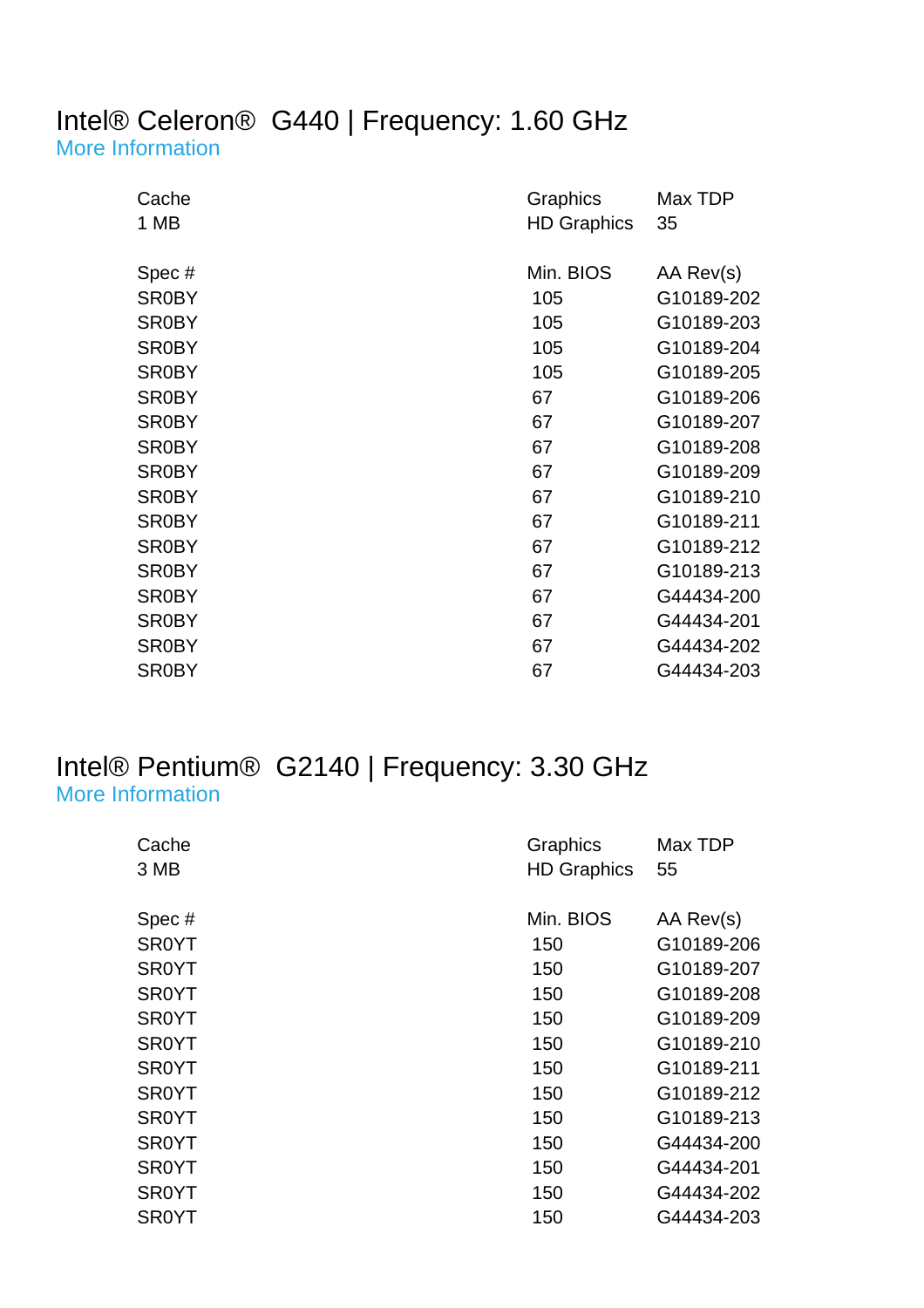## Intel® Celeron® G440 | Frequency: 1.60 GHz

More Information

| Cache | Graphics | Max TDP |
|---|---|---|
| 1 MB | HD Graphics | 35 |

| Spec # | Min. BIOS | AA Rev(s) |
|---|---|---|
| SR0BY | 105 | G10189-202 |
| SR0BY | 105 | G10189-203 |
| SR0BY | 105 | G10189-204 |
| SR0BY | 105 | G10189-205 |
| SR0BY | 67 | G10189-206 |
| SR0BY | 67 | G10189-207 |
| SR0BY | 67 | G10189-208 |
| SR0BY | 67 | G10189-209 |
| SR0BY | 67 | G10189-210 |
| SR0BY | 67 | G10189-211 |
| SR0BY | 67 | G10189-212 |
| SR0BY | 67 | G10189-213 |
| SR0BY | 67 | G44434-200 |
| SR0BY | 67 | G44434-201 |
| SR0BY | 67 | G44434-202 |
| SR0BY | 67 | G44434-203 |

## Intel® Pentium® G2140 | Frequency: 3.30 GHz

More Information

| Cache | Graphics | Max TDP |
|---|---|---|
| 3 MB | HD Graphics | 55 |

| Spec # | Min. BIOS | AA Rev(s) |
|---|---|---|
| SR0YT | 150 | G10189-206 |
| SR0YT | 150 | G10189-207 |
| SR0YT | 150 | G10189-208 |
| SR0YT | 150 | G10189-209 |
| SR0YT | 150 | G10189-210 |
| SR0YT | 150 | G10189-211 |
| SR0YT | 150 | G10189-212 |
| SR0YT | 150 | G10189-213 |
| SR0YT | 150 | G44434-200 |
| SR0YT | 150 | G44434-201 |
| SR0YT | 150 | G44434-202 |
| SR0YT | 150 | G44434-203 |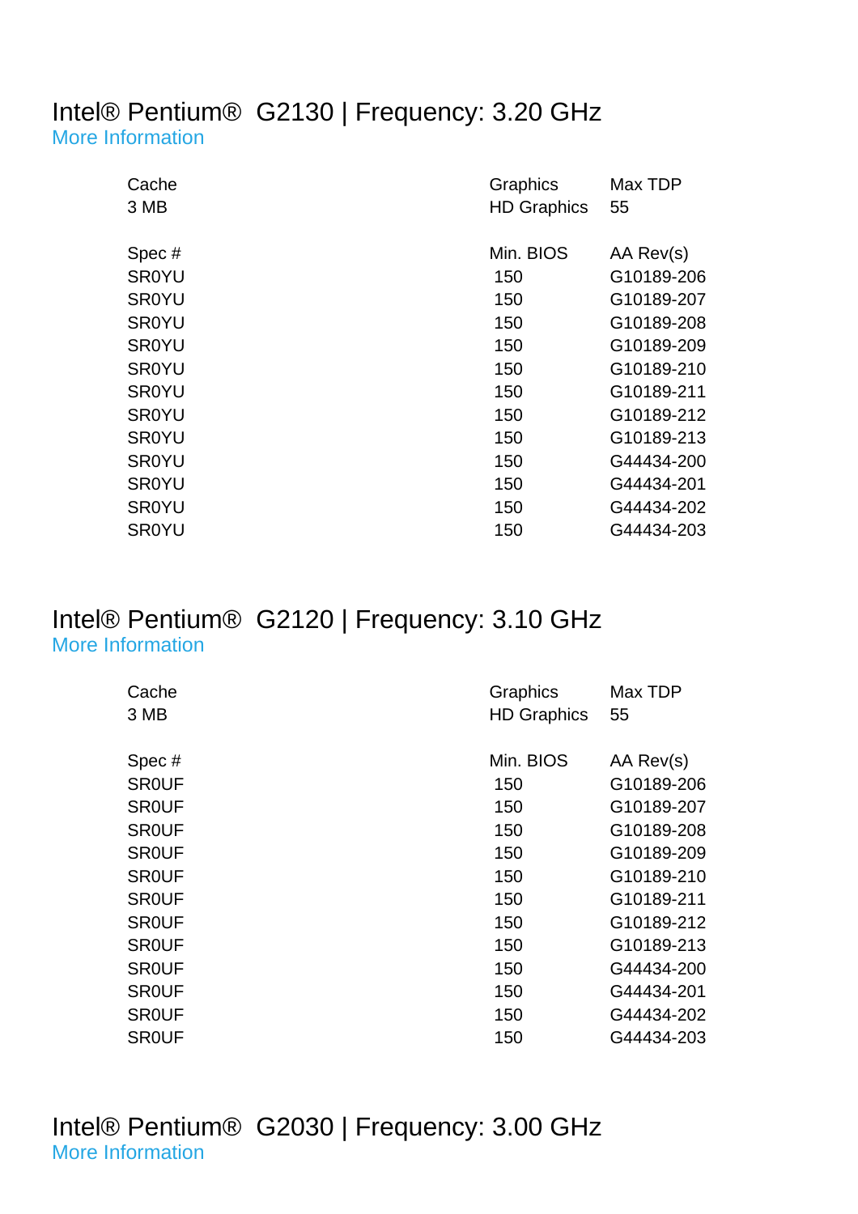# Intel® Pentium® G2130 | Frequency: 3.20 GHz

More Information

| Cache | Graphics | Max TDP |
|---|---|---|
| 3 MB | HD Graphics | 55 |

| Spec # | Min. BIOS | AA Rev(s) |
|---|---|---|
| SR0YU | 150 | G10189-206 |
| SR0YU | 150 | G10189-207 |
| SR0YU | 150 | G10189-208 |
| SR0YU | 150 | G10189-209 |
| SR0YU | 150 | G10189-210 |
| SR0YU | 150 | G10189-211 |
| SR0YU | 150 | G10189-212 |
| SR0YU | 150 | G10189-213 |
| SR0YU | 150 | G44434-200 |
| SR0YU | 150 | G44434-201 |
| SR0YU | 150 | G44434-202 |
| SR0YU | 150 | G44434-203 |

# Intel® Pentium® G2120 | Frequency: 3.10 GHz

More Information

| Cache | Graphics | Max TDP |
|---|---|---|
| 3 MB | HD Graphics | 55 |

| Spec # | Min. BIOS | AA Rev(s) |
|---|---|---|
| SR0UF | 150 | G10189-206 |
| SR0UF | 150 | G10189-207 |
| SR0UF | 150 | G10189-208 |
| SR0UF | 150 | G10189-209 |
| SR0UF | 150 | G10189-210 |
| SR0UF | 150 | G10189-211 |
| SR0UF | 150 | G10189-212 |
| SR0UF | 150 | G10189-213 |
| SR0UF | 150 | G44434-200 |
| SR0UF | 150 | G44434-201 |
| SR0UF | 150 | G44434-202 |
| SR0UF | 150 | G44434-203 |

# Intel® Pentium® G2030 | Frequency: 3.00 GHz

More Information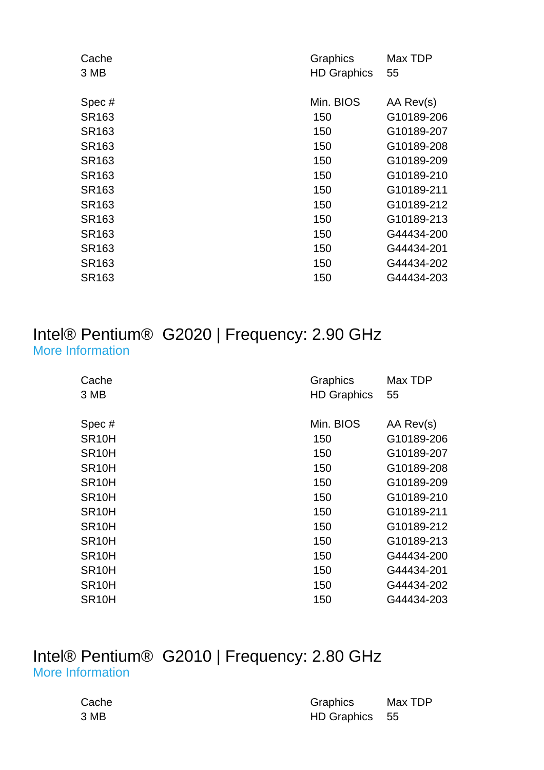| Cache | Graphics | Max TDP |
|---|---|---|
| 3 MB | HD Graphics | 55 |

| Spec # | Min. BIOS | AA Rev(s) |
|---|---|---|
| SR163 | 150 | G10189-206 |
| SR163 | 150 | G10189-207 |
| SR163 | 150 | G10189-208 |
| SR163 | 150 | G10189-209 |
| SR163 | 150 | G10189-210 |
| SR163 | 150 | G10189-211 |
| SR163 | 150 | G10189-212 |
| SR163 | 150 | G10189-213 |
| SR163 | 150 | G44434-200 |
| SR163 | 150 | G44434-201 |
| SR163 | 150 | G44434-202 |
| SR163 | 150 | G44434-203 |

## Intel® Pentium® G2020 | Frequency: 2.90 GHz

More Information

| Cache | Graphics | Max TDP |
|---|---|---|
| 3 MB | HD Graphics | 55 |

| Spec # | Min. BIOS | AA Rev(s) |
|---|---|---|
| SR10H | 150 | G10189-206 |
| SR10H | 150 | G10189-207 |
| SR10H | 150 | G10189-208 |
| SR10H | 150 | G10189-209 |
| SR10H | 150 | G10189-210 |
| SR10H | 150 | G10189-211 |
| SR10H | 150 | G10189-212 |
| SR10H | 150 | G10189-213 |
| SR10H | 150 | G44434-200 |
| SR10H | 150 | G44434-201 |
| SR10H | 150 | G44434-202 |
| SR10H | 150 | G44434-203 |

## Intel® Pentium® G2010 | Frequency: 2.80 GHz

More Information

| Cache | Graphics | Max TDP |
|---|---|---|
| 3 MB | HD Graphics | 55 |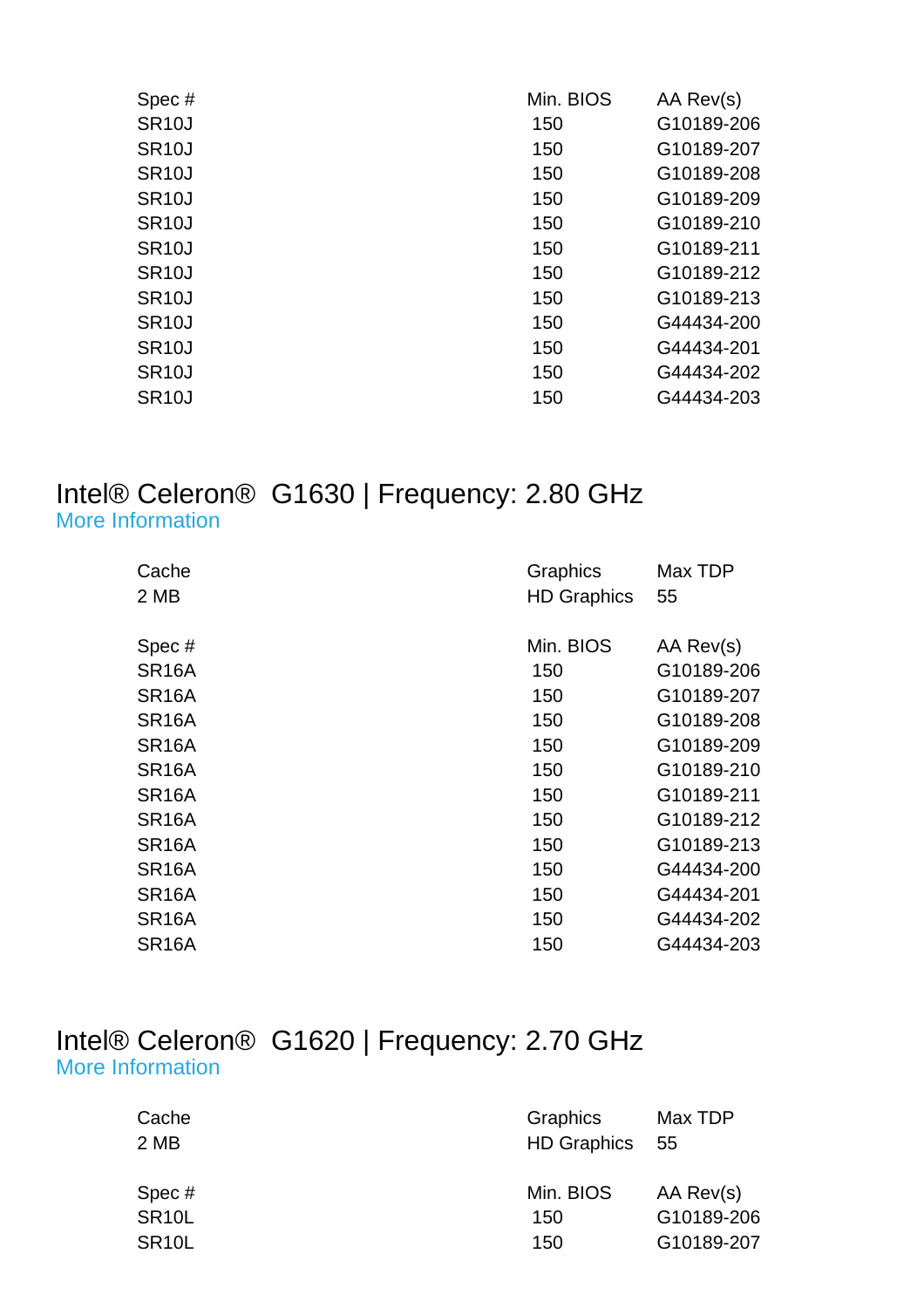| Spec # | Min. BIOS | AA Rev(s) |
|---|---|---|
| SR10J | 150 | G10189-206 |
| SR10J | 150 | G10189-207 |
| SR10J | 150 | G10189-208 |
| SR10J | 150 | G10189-209 |
| SR10J | 150 | G10189-210 |
| SR10J | 150 | G10189-211 |
| SR10J | 150 | G10189-212 |
| SR10J | 150 | G10189-213 |
| SR10J | 150 | G44434-200 |
| SR10J | 150 | G44434-201 |
| SR10J | 150 | G44434-202 |
| SR10J | 150 | G44434-203 |

## Intel® Celeron® G1630 | Frequency: 2.80 GHz

More Information

| Cache | Graphics | Max TDP |
|---|---|---|
| 2 MB | HD Graphics | 55 |

| Spec # | Min. BIOS | AA Rev(s) |
|---|---|---|
| SR16A | 150 | G10189-206 |
| SR16A | 150 | G10189-207 |
| SR16A | 150 | G10189-208 |
| SR16A | 150 | G10189-209 |
| SR16A | 150 | G10189-210 |
| SR16A | 150 | G10189-211 |
| SR16A | 150 | G10189-212 |
| SR16A | 150 | G10189-213 |
| SR16A | 150 | G44434-200 |
| SR16A | 150 | G44434-201 |
| SR16A | 150 | G44434-202 |
| SR16A | 150 | G44434-203 |

## Intel® Celeron® G1620 | Frequency: 2.70 GHz

More Information

| Cache | Graphics | Max TDP |
|---|---|---|
| 2 MB | HD Graphics | 55 |

| Spec # | Min. BIOS | AA Rev(s) |
|---|---|---|
| SR10L | 150 | G10189-206 |
| SR10L | 150 | G10189-207 |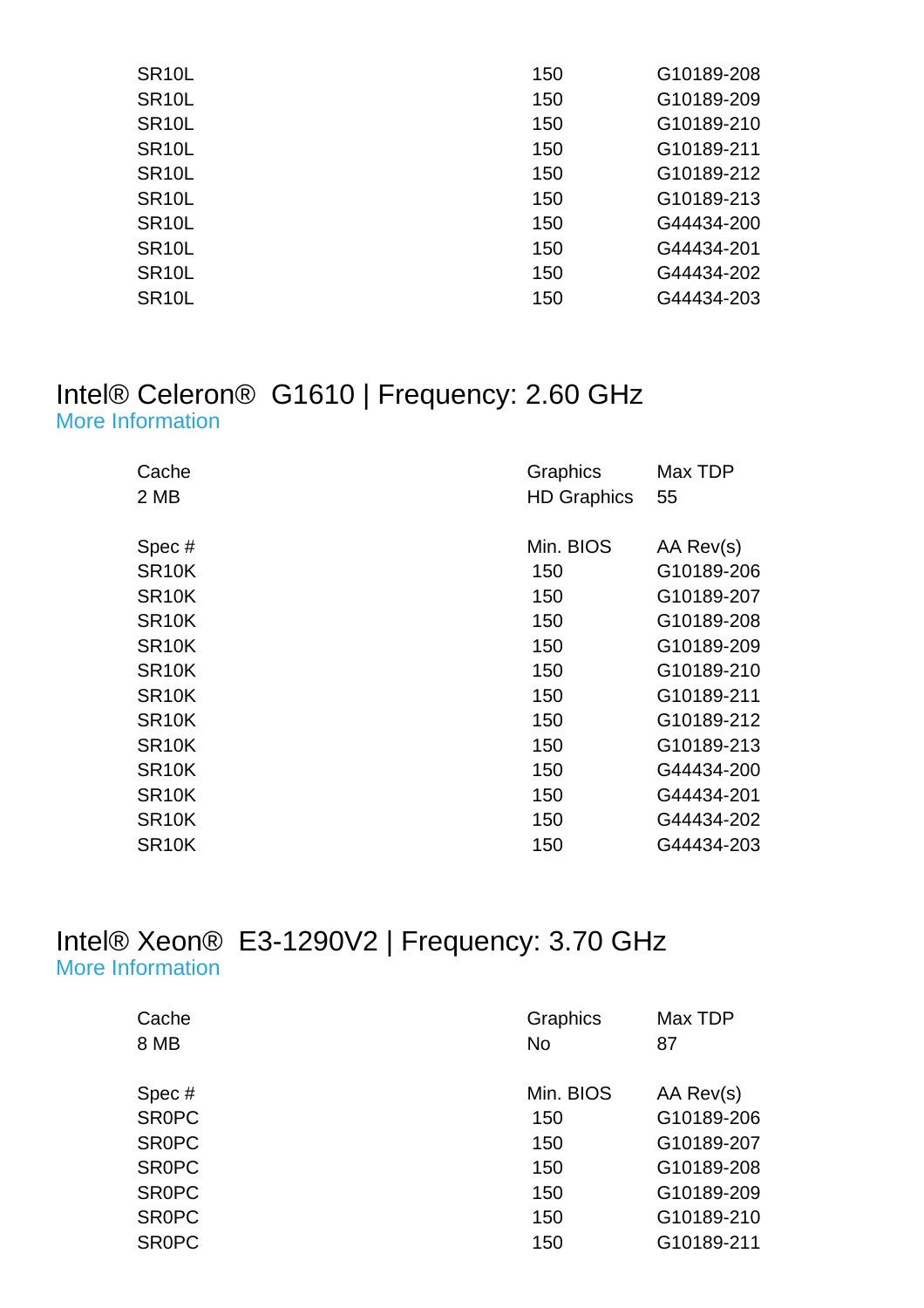| | | |
|---|---|---|
| SR10L | 150 | G10189-208 |
| SR10L | 150 | G10189-209 |
| SR10L | 150 | G10189-210 |
| SR10L | 150 | G10189-211 |
| SR10L | 150 | G10189-212 |
| SR10L | 150 | G10189-213 |
| SR10L | 150 | G44434-200 |
| SR10L | 150 | G44434-201 |
| SR10L | 150 | G44434-202 |
| SR10L | 150 | G44434-203 |

## Intel® Celeron® G1610 | Frequency: 2.60 GHz

More Information

| Cache | Graphics | Max TDP |
|---|---|---|
| 2 MB | HD Graphics | 55 |

| Spec # | Min. BIOS | AA Rev(s) |
|---|---|---|
| SR10K | 150 | G10189-206 |
| SR10K | 150 | G10189-207 |
| SR10K | 150 | G10189-208 |
| SR10K | 150 | G10189-209 |
| SR10K | 150 | G10189-210 |
| SR10K | 150 | G10189-211 |
| SR10K | 150 | G10189-212 |
| SR10K | 150 | G10189-213 |
| SR10K | 150 | G44434-200 |
| SR10K | 150 | G44434-201 |
| SR10K | 150 | G44434-202 |
| SR10K | 150 | G44434-203 |

## Intel® Xeon® E3-1290V2 | Frequency: 3.70 GHz

More Information

| Cache | Graphics | Max TDP |
|---|---|---|
| 8 MB | No | 87 |

| Spec # | Min. BIOS | AA Rev(s) |
|---|---|---|
| SR0PC | 150 | G10189-206 |
| SR0PC | 150 | G10189-207 |
| SR0PC | 150 | G10189-208 |
| SR0PC | 150 | G10189-209 |
| SR0PC | 150 | G10189-210 |
| SR0PC | 150 | G10189-211 |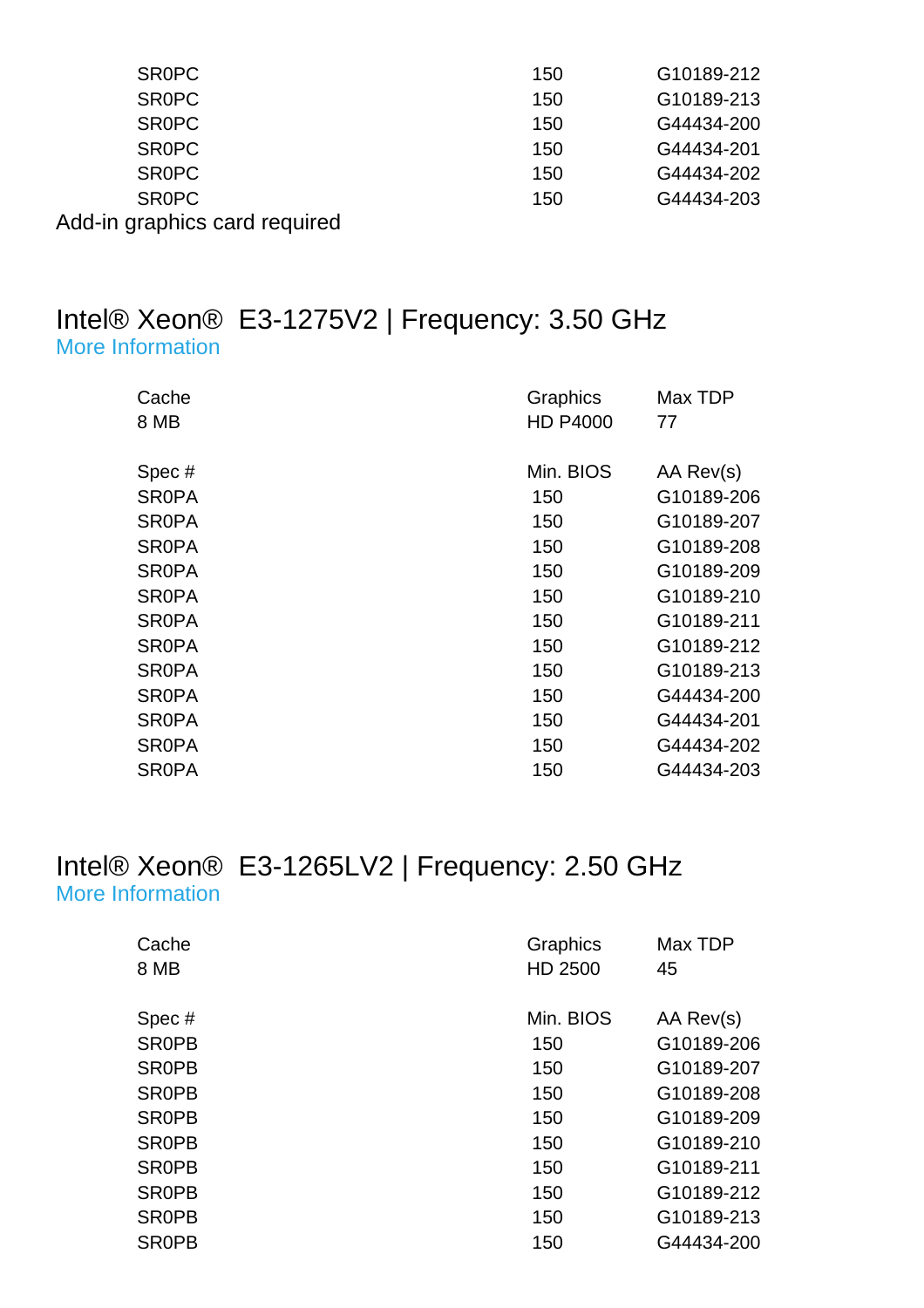| | | |
|---|---|---|
| SR0PC | 150 | G10189-212 |
| SR0PC | 150 | G10189-213 |
| SR0PC | 150 | G44434-200 |
| SR0PC | 150 | G44434-201 |
| SR0PC | 150 | G44434-202 |
| SR0PC | 150 | G44434-203 |

Add-in graphics card required

## Intel® Xeon® E3-1275V2 | Frequency: 3.50 GHz

More Information

| Cache | Graphics | Max TDP |
|---|---|---|
| 8 MB | HD P4000 | 77 |

| Spec # | Min. BIOS | AA Rev(s) |
|---|---|---|
| SR0PA | 150 | G10189-206 |
| SR0PA | 150 | G10189-207 |
| SR0PA | 150 | G10189-208 |
| SR0PA | 150 | G10189-209 |
| SR0PA | 150 | G10189-210 |
| SR0PA | 150 | G10189-211 |
| SR0PA | 150 | G10189-212 |
| SR0PA | 150 | G10189-213 |
| SR0PA | 150 | G44434-200 |
| SR0PA | 150 | G44434-201 |
| SR0PA | 150 | G44434-202 |
| SR0PA | 150 | G44434-203 |

## Intel® Xeon® E3-1265LV2 | Frequency: 2.50 GHz

More Information

| Cache | Graphics | Max TDP |
|---|---|---|
| 8 MB | HD 2500 | 45 |

| Spec # | Min. BIOS | AA Rev(s) |
|---|---|---|
| SR0PB | 150 | G10189-206 |
| SR0PB | 150 | G10189-207 |
| SR0PB | 150 | G10189-208 |
| SR0PB | 150 | G10189-209 |
| SR0PB | 150 | G10189-210 |
| SR0PB | 150 | G10189-211 |
| SR0PB | 150 | G10189-212 |
| SR0PB | 150 | G10189-213 |
| SR0PB | 150 | G44434-200 |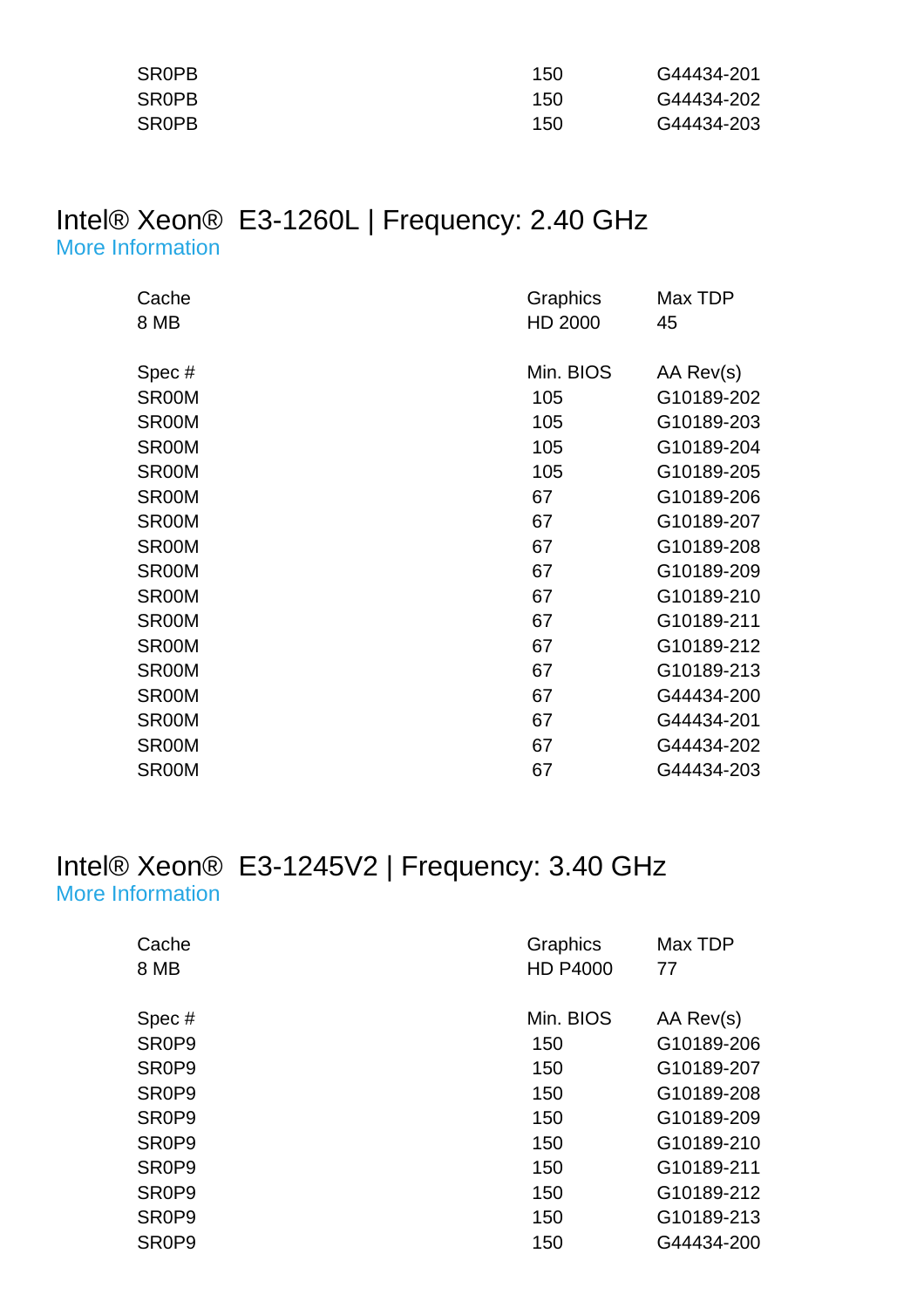| | | |
|---|---|---|
| SR0PB | 150 | G44434-201 |
| SR0PB | 150 | G44434-202 |
| SR0PB | 150 | G44434-203 |

## Intel® Xeon® E3-1260L | Frequency: 2.40 GHz

More Information

| Cache | Graphics | Max TDP |
|---|---|---|
| 8 MB | HD 2000 | 45 |

| Spec # | Min. BIOS | AA Rev(s) |
|---|---|---|
| SR00M | 105 | G10189-202 |
| SR00M | 105 | G10189-203 |
| SR00M | 105 | G10189-204 |
| SR00M | 105 | G10189-205 |
| SR00M | 67 | G10189-206 |
| SR00M | 67 | G10189-207 |
| SR00M | 67 | G10189-208 |
| SR00M | 67 | G10189-209 |
| SR00M | 67 | G10189-210 |
| SR00M | 67 | G10189-211 |
| SR00M | 67 | G10189-212 |
| SR00M | 67 | G10189-213 |
| SR00M | 67 | G44434-200 |
| SR00M | 67 | G44434-201 |
| SR00M | 67 | G44434-202 |
| SR00M | 67 | G44434-203 |

## Intel® Xeon® E3-1245V2 | Frequency: 3.40 GHz

More Information

| Cache | Graphics | Max TDP |
|---|---|---|
| 8 MB | HD P4000 | 77 |

| Spec # | Min. BIOS | AA Rev(s) |
|---|---|---|
| SR0P9 | 150 | G10189-206 |
| SR0P9 | 150 | G10189-207 |
| SR0P9 | 150 | G10189-208 |
| SR0P9 | 150 | G10189-209 |
| SR0P9 | 150 | G10189-210 |
| SR0P9 | 150 | G10189-211 |
| SR0P9 | 150 | G10189-212 |
| SR0P9 | 150 | G10189-213 |
| SR0P9 | 150 | G44434-200 |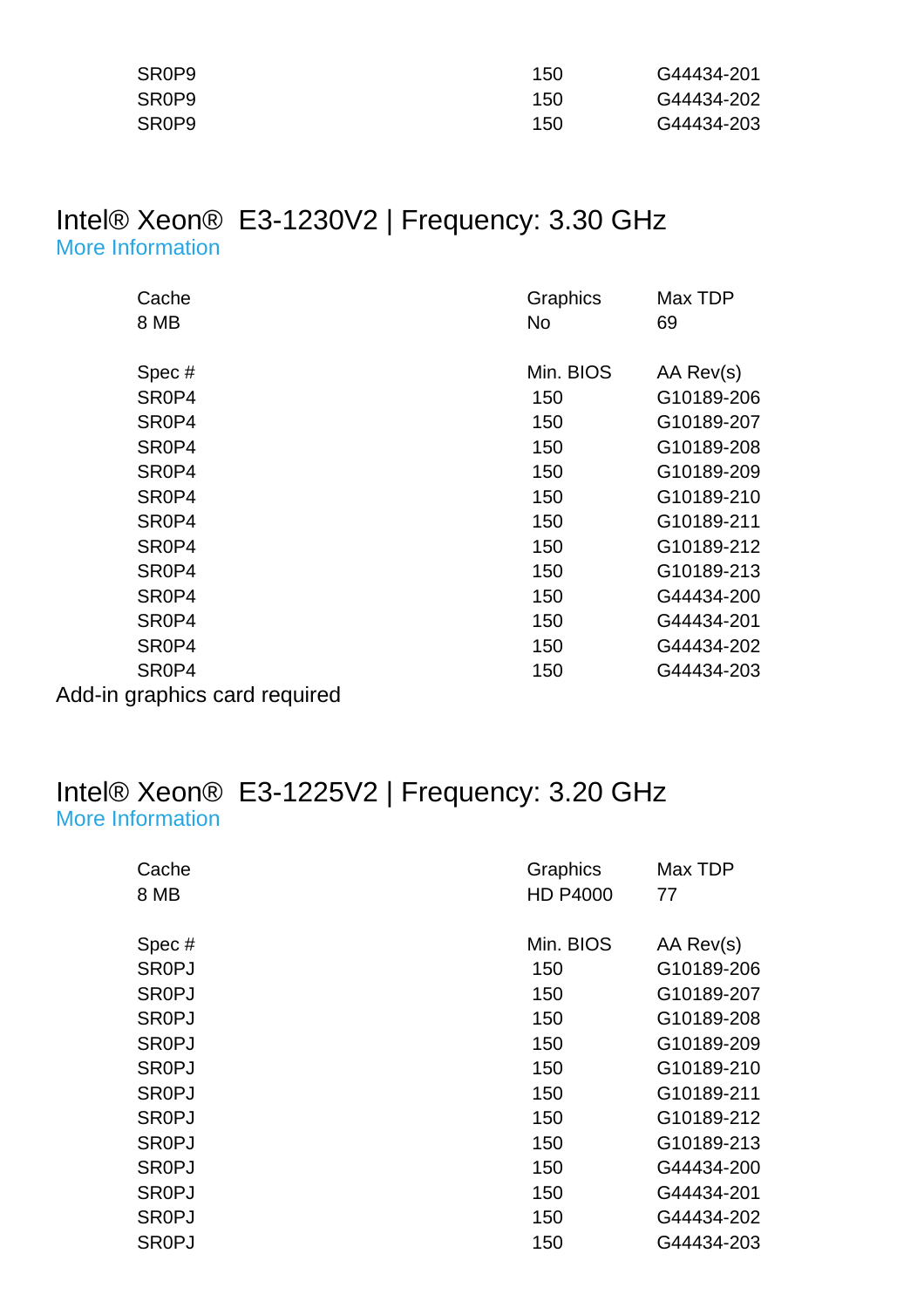| | | |
|---|---|---|
| SR0P9 | 150 | G44434-201 |
| SR0P9 | 150 | G44434-202 |
| SR0P9 | 150 | G44434-203 |

## Intel® Xeon® E3-1230V2 | Frequency: 3.30 GHz

More Information

| Cache | Graphics | Max TDP |
|---|---|---|
| 8 MB | No | 69 |

| Spec # | Min. BIOS | AA Rev(s) |
|---|---|---|
| SR0P4 | 150 | G10189-206 |
| SR0P4 | 150 | G10189-207 |
| SR0P4 | 150 | G10189-208 |
| SR0P4 | 150 | G10189-209 |
| SR0P4 | 150 | G10189-210 |
| SR0P4 | 150 | G10189-211 |
| SR0P4 | 150 | G10189-212 |
| SR0P4 | 150 | G10189-213 |
| SR0P4 | 150 | G44434-200 |
| SR0P4 | 150 | G44434-201 |
| SR0P4 | 150 | G44434-202 |
| SR0P4 | 150 | G44434-203 |

Add-in graphics card required

## Intel® Xeon® E3-1225V2 | Frequency: 3.20 GHz

More Information

| Cache | Graphics | Max TDP |
|---|---|---|
| 8 MB | HD P4000 | 77 |

| Spec # | Min. BIOS | AA Rev(s) |
|---|---|---|
| SR0PJ | 150 | G10189-206 |
| SR0PJ | 150 | G10189-207 |
| SR0PJ | 150 | G10189-208 |
| SR0PJ | 150 | G10189-209 |
| SR0PJ | 150 | G10189-210 |
| SR0PJ | 150 | G10189-211 |
| SR0PJ | 150 | G10189-212 |
| SR0PJ | 150 | G10189-213 |
| SR0PJ | 150 | G44434-200 |
| SR0PJ | 150 | G44434-201 |
| SR0PJ | 150 | G44434-202 |
| SR0PJ | 150 | G44434-203 |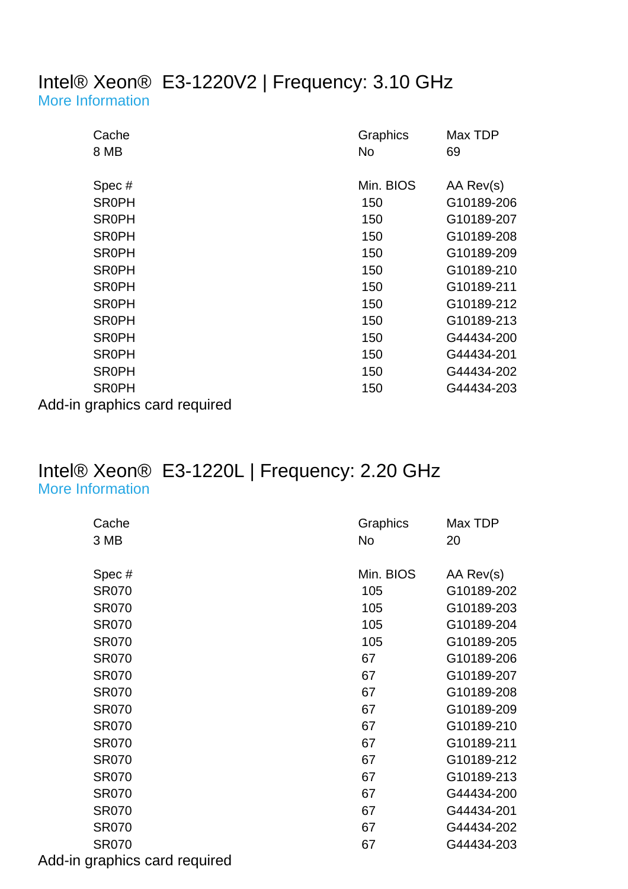## Intel® Xeon® E3-1220V2 | Frequency: 3.10 GHz

More Information

| Cache | Graphics | Max TDP |
|---|---|---|
| 8 MB | No | 69 |

| Spec # | Min. BIOS | AA Rev(s) |
|---|---|---|
| SR0PH | 150 | G10189-206 |
| SR0PH | 150 | G10189-207 |
| SR0PH | 150 | G10189-208 |
| SR0PH | 150 | G10189-209 |
| SR0PH | 150 | G10189-210 |
| SR0PH | 150 | G10189-211 |
| SR0PH | 150 | G10189-212 |
| SR0PH | 150 | G10189-213 |
| SR0PH | 150 | G44434-200 |
| SR0PH | 150 | G44434-201 |
| SR0PH | 150 | G44434-202 |
| SR0PH | 150 | G44434-203 |

Add-in graphics card required

## Intel® Xeon® E3-1220L | Frequency: 2.20 GHz

More Information

| Cache | Graphics | Max TDP |
|---|---|---|
| 3 MB | No | 20 |

| Spec # | Min. BIOS | AA Rev(s) |
|---|---|---|
| SR070 | 105 | G10189-202 |
| SR070 | 105 | G10189-203 |
| SR070 | 105 | G10189-204 |
| SR070 | 105 | G10189-205 |
| SR070 | 67 | G10189-206 |
| SR070 | 67 | G10189-207 |
| SR070 | 67 | G10189-208 |
| SR070 | 67 | G10189-209 |
| SR070 | 67 | G10189-210 |
| SR070 | 67 | G10189-211 |
| SR070 | 67 | G10189-212 |
| SR070 | 67 | G10189-213 |
| SR070 | 67 | G44434-200 |
| SR070 | 67 | G44434-201 |
| SR070 | 67 | G44434-202 |
| SR070 | 67 | G44434-203 |

Add-in graphics card required